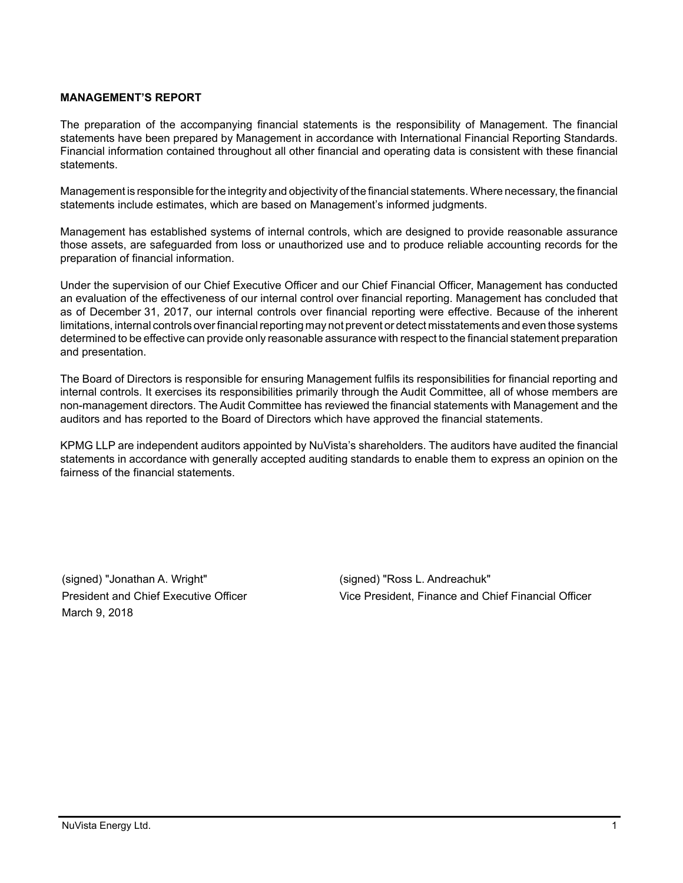## MANAGEMENT'S REPORT

The preparation of the accompanying financial statements is the responsibility of Management. The financial statements have been prepared by Management in accordance with International Financial Reporting Standards. Financial information contained throughout all other financial and operating data is consistent with these financial statements.

Management is responsible for the integrity and objectivity of the financial statements. Where necessary, the financial statements include estimates, which are based on Management's informed judgments.

Management has established systems of internal controls, which are designed to provide reasonable assurance those assets, are safeguarded from loss or unauthorized use and to produce reliable accounting records for the preparation of financial information.

Under the supervision of our Chief Executive Officer and our Chief Financial Officer, Management has conducted an evaluation of the effectiveness of our internal control over financial reporting. Management has concluded that as of December 31, 2017, our internal controls over financial reporting were effective. Because of the inherent limitations, internal controls over financial reporting may not prevent or detect misstatements and even those systems determined to be effective can provide only reasonable assurance with respect to the financial statement preparation and presentation.

The Board of Directors is responsible for ensuring Management fulfils its responsibilities for financial reporting and internal controls. It exercises its responsibilities primarily through the Audit Committee, all of whose members are non-management directors. The Audit Committee has reviewed the financial statements with Management and the auditors and has reported to the Board of Directors which have approved the financial statements.

KPMG LLP are independent auditors appointed by NuVista's shareholders. The auditors have audited the financial statements in accordance with generally accepted auditing standards to enable them to express an opinion on the fairness of the financial statements.

(signed) "Jonathan A. Wright"
President and Chief Executive Officer
March 9, 2018

(signed) "Ross L. Andreachuk"
Vice President, Finance and Chief Financial Officer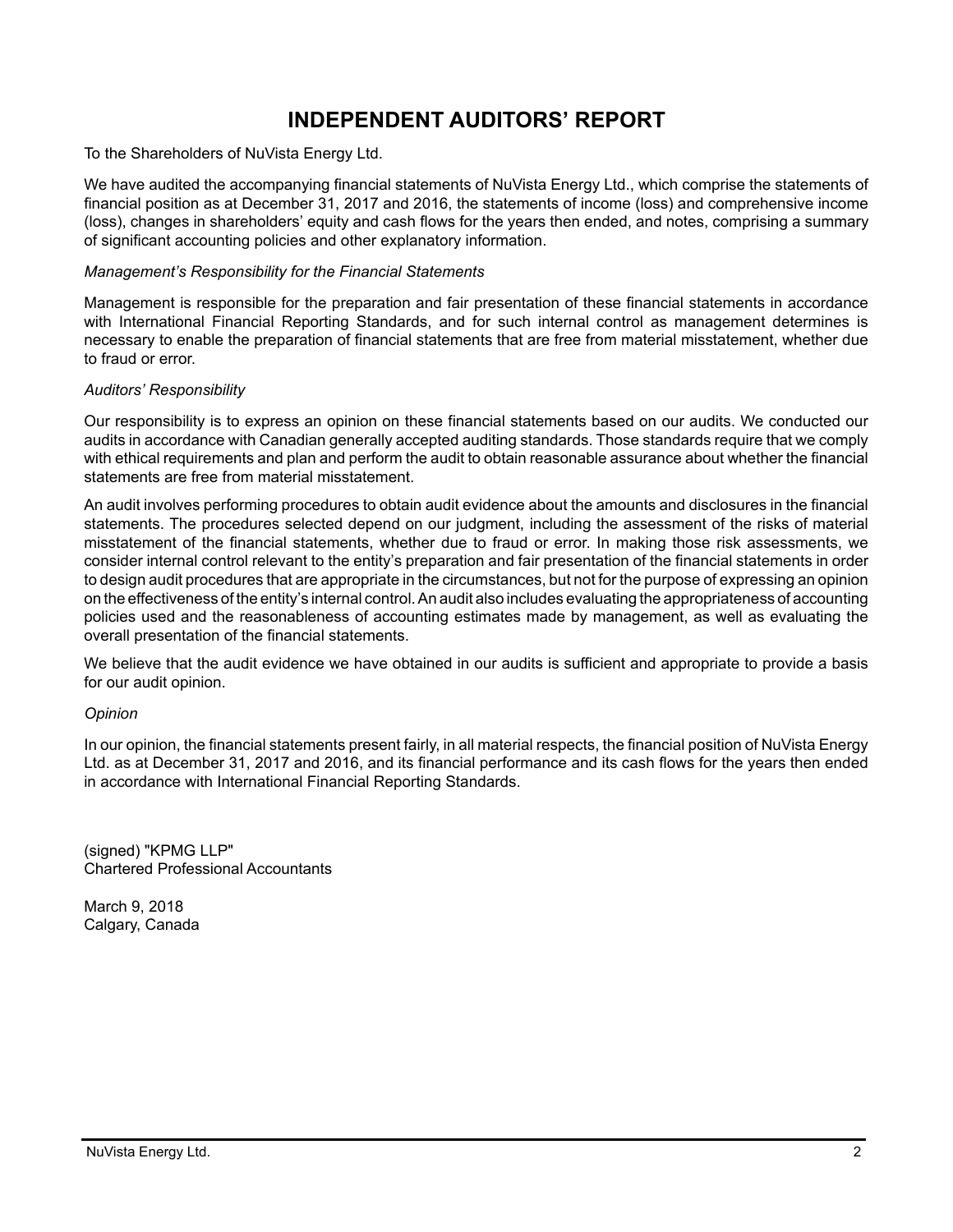# INDEPENDENT AUDITORS' REPORT

To the Shareholders of NuVista Energy Ltd.

We have audited the accompanying financial statements of NuVista Energy Ltd., which comprise the statements of financial position as at December 31, 2017 and 2016, the statements of income (loss) and comprehensive income (loss), changes in shareholders' equity and cash flows for the years then ended, and notes, comprising a summary of significant accounting policies and other explanatory information.

*Management's Responsibility for the Financial Statements*

Management is responsible for the preparation and fair presentation of these financial statements in accordance with International Financial Reporting Standards, and for such internal control as management determines is necessary to enable the preparation of financial statements that are free from material misstatement, whether due to fraud or error.

*Auditors' Responsibility*

Our responsibility is to express an opinion on these financial statements based on our audits. We conducted our audits in accordance with Canadian generally accepted auditing standards. Those standards require that we comply with ethical requirements and plan and perform the audit to obtain reasonable assurance about whether the financial statements are free from material misstatement.

An audit involves performing procedures to obtain audit evidence about the amounts and disclosures in the financial statements. The procedures selected depend on our judgment, including the assessment of the risks of material misstatement of the financial statements, whether due to fraud or error. In making those risk assessments, we consider internal control relevant to the entity's preparation and fair presentation of the financial statements in order to design audit procedures that are appropriate in the circumstances, but not for the purpose of expressing an opinion on the effectiveness of the entity's internal control. An audit also includes evaluating the appropriateness of accounting policies used and the reasonableness of accounting estimates made by management, as well as evaluating the overall presentation of the financial statements.

We believe that the audit evidence we have obtained in our audits is sufficient and appropriate to provide a basis for our audit opinion.

*Opinion*

In our opinion, the financial statements present fairly, in all material respects, the financial position of NuVista Energy Ltd. as at December 31, 2017 and 2016, and its financial performance and its cash flows for the years then ended in accordance with International Financial Reporting Standards.

(signed) "KPMG LLP"
Chartered Professional Accountants

March 9, 2018
Calgary, Canada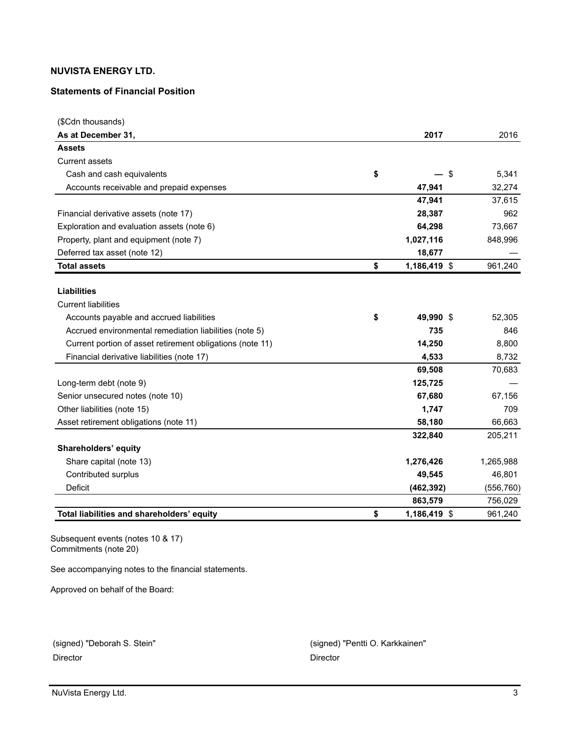**NUVISTA ENERGY LTD.**

**Statements of Financial Position**

| ($Cdn thousands) | | |
|---|---|---|
| **As at December 31,** | **2017** | 2016 |
| **Assets** | | |
| Current assets | | |
| Cash and cash equivalents | $ **—** | $ 5,341 |
| Accounts receivable and prepaid expenses | **47,941** | 32,274 |
| | **47,941** | 37,615 |
| Financial derivative assets (note 17) | **28,387** | 962 |
| Exploration and evaluation assets (note 6) | **64,298** | 73,667 |
| Property, plant and equipment (note 7) | **1,027,116** | 848,996 |
| Deferred tax asset (note 12) | **18,677** | — |
| **Total assets** | $ **1,186,419** | $ 961,240 |
| **Liabilities** | | |
| Current liabilities | | |
| Accounts payable and accrued liabilities | $ **49,990** | $ 52,305 |
| Accrued environmental remediation liabilities (note 5) | **735** | 846 |
| Current portion of asset retirement obligations (note 11) | **14,250** | 8,800 |
| Financial derivative liabilities (note 17) | **4,533** | 8,732 |
| | **69,508** | 70,683 |
| Long-term debt (note 9) | **125,725** | — |
| Senior unsecured notes (note 10) | **67,680** | 67,156 |
| Other liabilities (note 15) | **1,747** | 709 |
| Asset retirement obligations (note 11) | **58,180** | 66,663 |
| | **322,840** | 205,211 |
| **Shareholders' equity** | | |
| Share capital (note 13) | **1,276,426** | 1,265,988 |
| Contributed surplus | **49,545** | 46,801 |
| Deficit | **(462,392)** | (556,760) |
| | **863,579** | 756,029 |
| **Total liabilities and shareholders' equity** | $ **1,186,419** | $ 961,240 |

Subsequent events (notes 10 & 17)
Commitments (note 20)

See accompanying notes to the financial statements.

Approved on behalf of the Board:

(signed) "Deborah S. Stein"
Director

(signed) "Pentti O. Karkkainen"
Director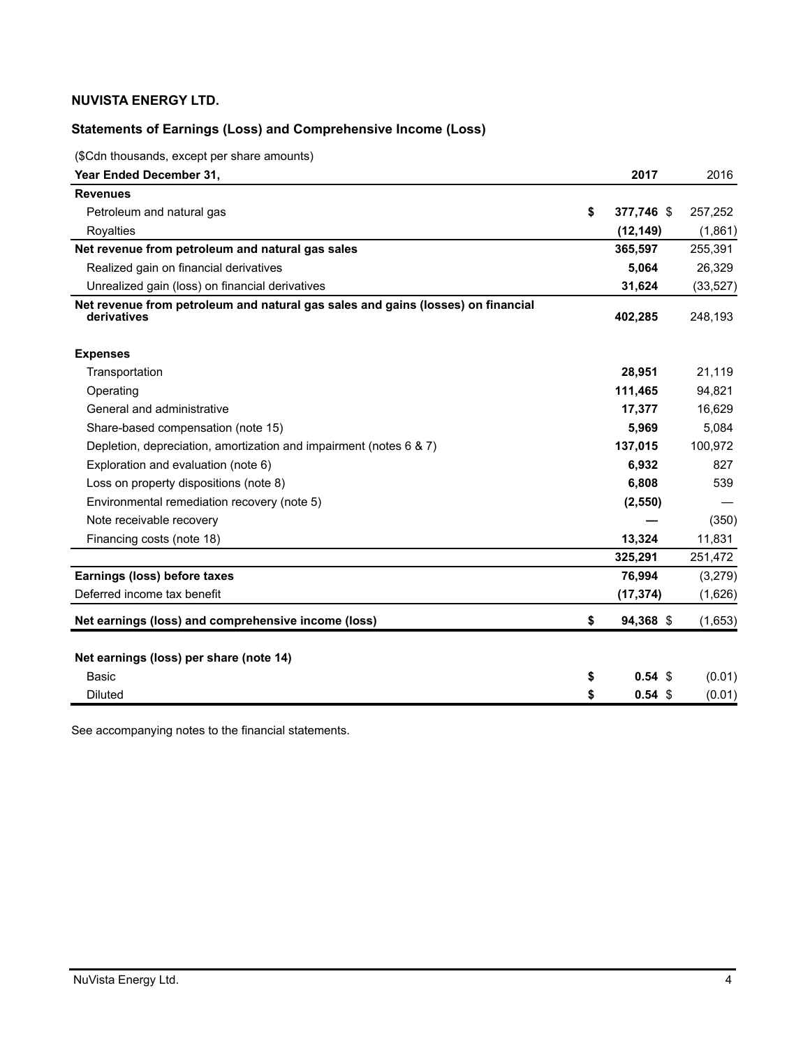## NUVISTA ENERGY LTD.

### Statements of Earnings (Loss) and Comprehensive Income (Loss)

($Cdn thousands, except per share amounts)

| Year Ended December 31, | 2017 | 2016 |
|---|---|---|
| **Revenues** | | |
| Petroleum and natural gas | **$ 377,746** | $ 257,252 |
| Royalties | **(12,149)** | (1,861) |
| **Net revenue from petroleum and natural gas sales** | **365,597** | 255,391 |
| Realized gain on financial derivatives | **5,064** | 26,329 |
| Unrealized gain (loss) on financial derivatives | **31,624** | (33,527) |
| **Net revenue from petroleum and natural gas sales and gains (losses) on financial derivatives** | **402,285** | 248,193 |
| **Expenses** | | |
| Transportation | **28,951** | 21,119 |
| Operating | **111,465** | 94,821 |
| General and administrative | **17,377** | 16,629 |
| Share-based compensation (note 15) | **5,969** | 5,084 |
| Depletion, depreciation, amortization and impairment (notes 6 & 7) | **137,015** | 100,972 |
| Exploration and evaluation (note 6) | **6,932** | 827 |
| Loss on property dispositions (note 8) | **6,808** | 539 |
| Environmental remediation recovery (note 5) | **(2,550)** | — |
| Note receivable recovery | **—** | (350) |
| Financing costs (note 18) | **13,324** | 11,831 |
| | **325,291** | 251,472 |
| **Earnings (loss) before taxes** | **76,994** | (3,279) |
| Deferred income tax benefit | **(17,374)** | (1,626) |
| **Net earnings (loss) and comprehensive income (loss)** | **$ 94,368** | $ (1,653) |
| **Net earnings (loss) per share (note 14)** | | |
| Basic | **$ 0.54** | $ (0.01) |
| Diluted | **$ 0.54** | $ (0.01) |

See accompanying notes to the financial statements.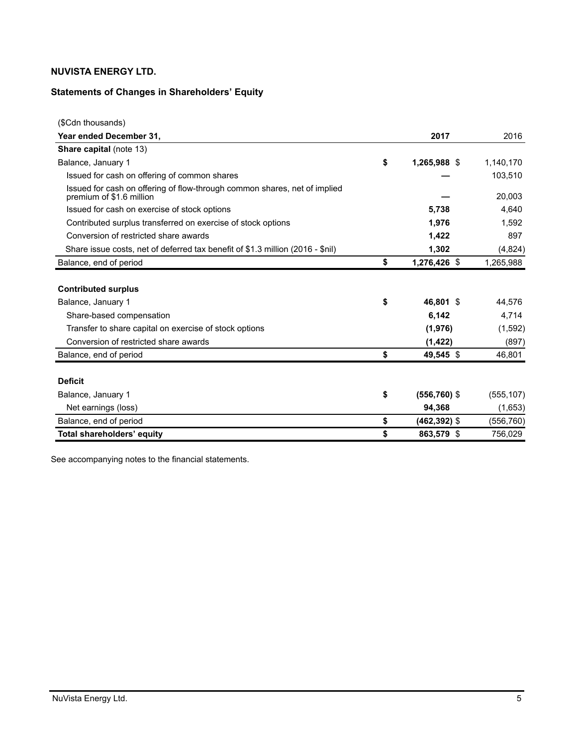**NUVISTA ENERGY LTD.**

**Statements of Changes in Shareholders' Equity**

| ($Cdn thousands) | | |
|---|---|---|
| **Year ended December 31,** | **2017** | 2016 |
| **Share capital** (note 13) | | |
| Balance, January 1 | **$ 1,265,988** | $ 1,140,170 |
| Issued for cash on offering of common shares | **—** | 103,510 |
| Issued for cash on offering of flow-through common shares, net of implied premium of $1.6 million | **—** | 20,003 |
| Issued for cash on exercise of stock options | **5,738** | 4,640 |
| Contributed surplus transferred on exercise of stock options | **1,976** | 1,592 |
| Conversion of restricted share awards | **1,422** | 897 |
| Share issue costs, net of deferred tax benefit of $1.3 million (2016 - $nil) | **1,302** | (4,824) |
| Balance, end of period | **$ 1,276,426** | $ 1,265,988 |
| | | |
| **Contributed surplus** | | |
| Balance, January 1 | **$ 46,801** | $ 44,576 |
| Share-based compensation | **6,142** | 4,714 |
| Transfer to share capital on exercise of stock options | **(1,976)** | (1,592) |
| Conversion of restricted share awards | **(1,422)** | (897) |
| Balance, end of period | **$ 49,545** | $ 46,801 |
| | | |
| **Deficit** | | |
| Balance, January 1 | **$ (556,760)** | $ (555,107) |
| Net earnings (loss) | **94,368** | (1,653) |
| Balance, end of period | **$ (462,392)** | $ (556,760) |
| **Total shareholders' equity** | **$ 863,579** | $ 756,029 |

See accompanying notes to the financial statements.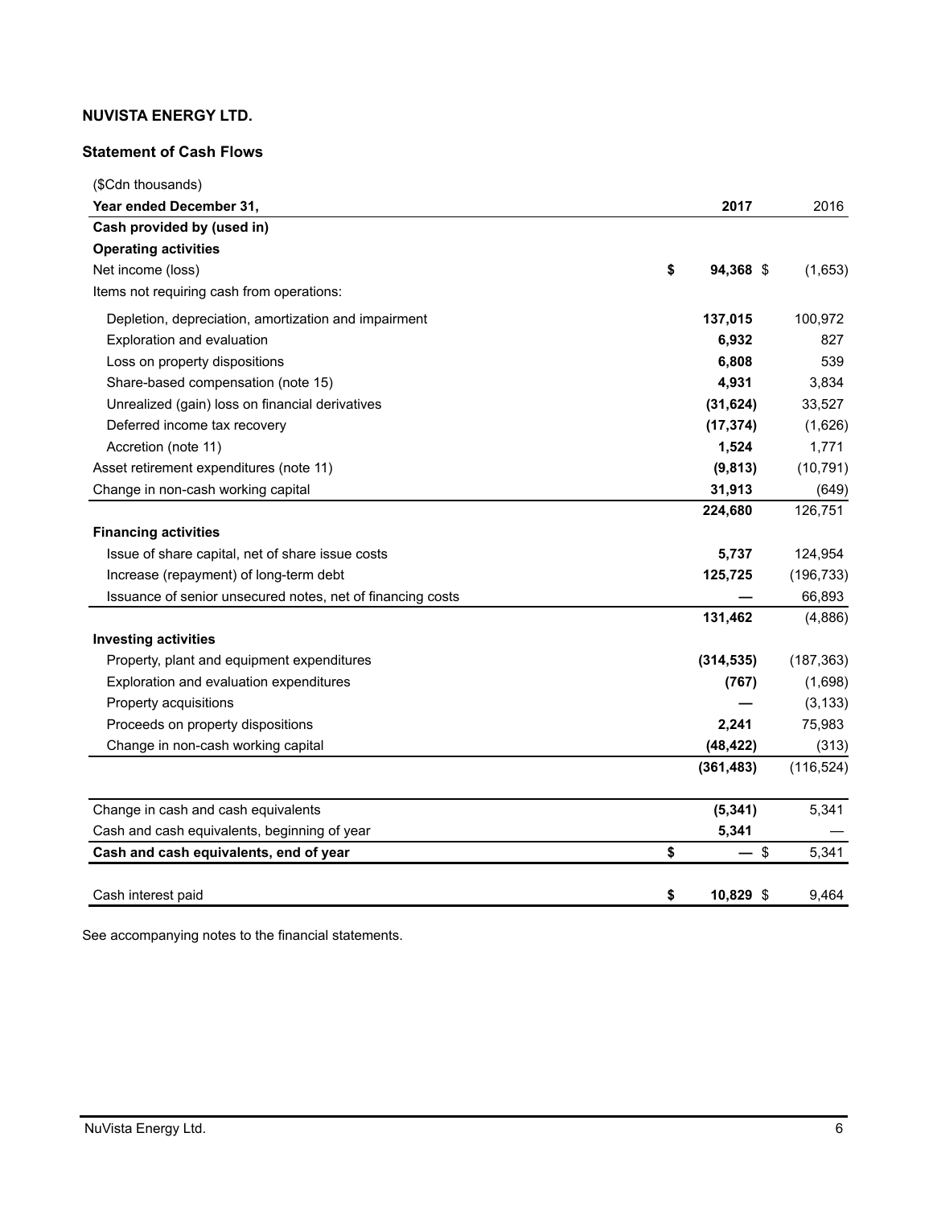**NUVISTA ENERGY LTD.**

**Statement of Cash Flows**

| ($Cdn thousands) | | |
|---|---|---|
| **Year ended December 31,** | **2017** | 2016 |
| **Cash provided by (used in)** | | |
| **Operating activities** | | |
| Net income (loss) | **$ 94,368** | $ (1,653) |
| Items not requiring cash from operations: | | |
| Depletion, depreciation, amortization and impairment | **137,015** | 100,972 |
| Exploration and evaluation | **6,932** | 827 |
| Loss on property dispositions | **6,808** | 539 |
| Share-based compensation (note 15) | **4,931** | 3,834 |
| Unrealized (gain) loss on financial derivatives | **(31,624)** | 33,527 |
| Deferred income tax recovery | **(17,374)** | (1,626) |
| Accretion (note 11) | **1,524** | 1,771 |
| Asset retirement expenditures (note 11) | **(9,813)** | (10,791) |
| Change in non-cash working capital | **31,913** | (649) |
| | **224,680** | 126,751 |
| **Financing activities** | | |
| Issue of share capital, net of share issue costs | **5,737** | 124,954 |
| Increase (repayment) of long-term debt | **125,725** | (196,733) |
| Issuance of senior unsecured notes, net of financing costs | **—** | 66,893 |
| | **131,462** | (4,886) |
| **Investing activities** | | |
| Property, plant and equipment expenditures | **(314,535)** | (187,363) |
| Exploration and evaluation expenditures | **(767)** | (1,698) |
| Property acquisitions | **—** | (3,133) |
| Proceeds on property dispositions | **2,241** | 75,983 |
| Change in non-cash working capital | **(48,422)** | (313) |
| | **(361,483)** | (116,524) |
| Change in cash and cash equivalents | **(5,341)** | 5,341 |
| Cash and cash equivalents, beginning of year | **5,341** | — |
| **Cash and cash equivalents, end of year** | **$ —** | $ 5,341 |
| Cash interest paid | **$ 10,829** | $ 9,464 |

See accompanying notes to the financial statements.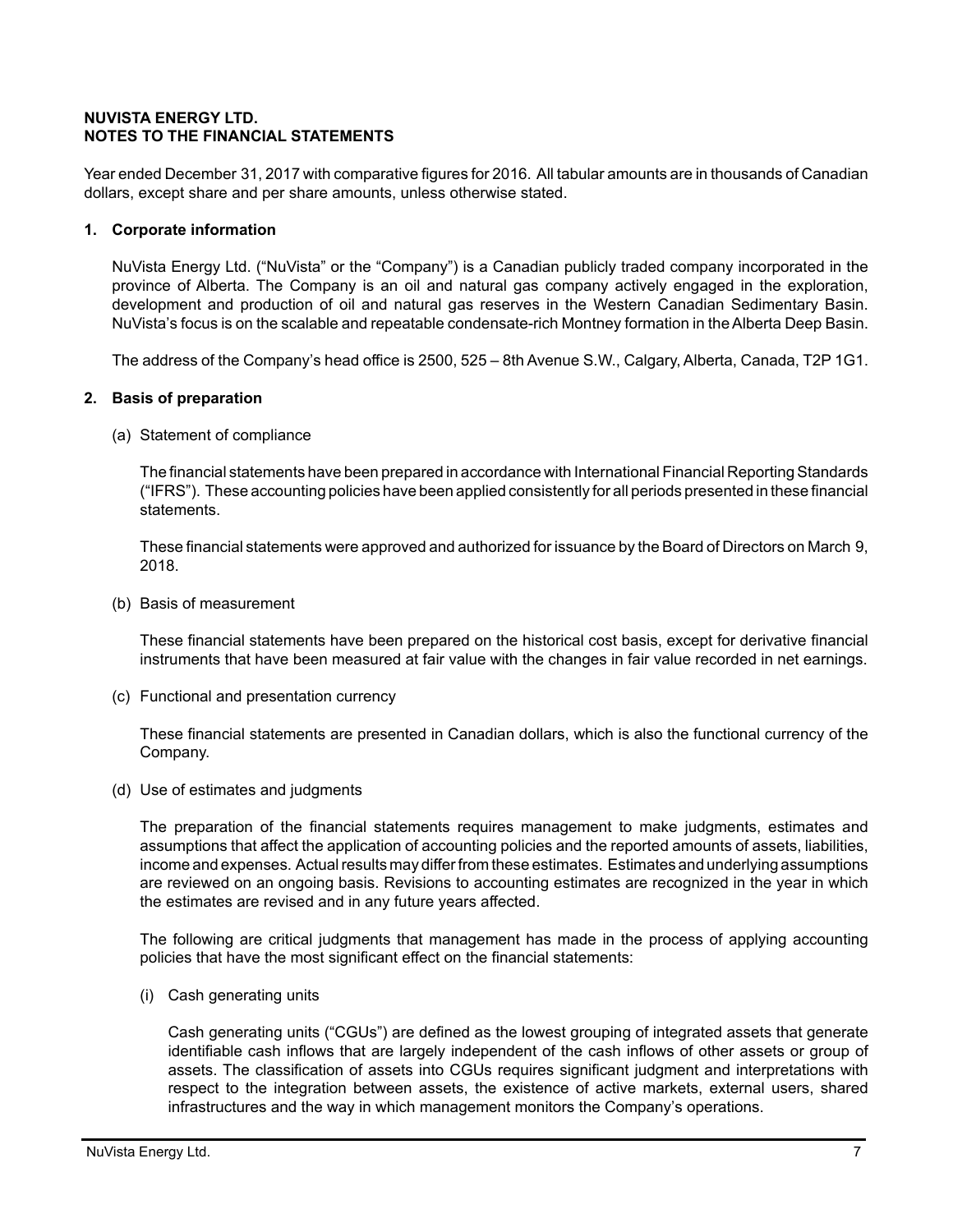**NUVISTA ENERGY LTD.**
**NOTES TO THE FINANCIAL STATEMENTS**

Year ended December 31, 2017 with comparative figures for 2016. All tabular amounts are in thousands of Canadian dollars, except share and per share amounts, unless otherwise stated.

## 1. Corporate information

NuVista Energy Ltd. ("NuVista" or the "Company") is a Canadian publicly traded company incorporated in the province of Alberta. The Company is an oil and natural gas company actively engaged in the exploration, development and production of oil and natural gas reserves in the Western Canadian Sedimentary Basin. NuVista's focus is on the scalable and repeatable condensate-rich Montney formation in the Alberta Deep Basin.

The address of the Company's head office is 2500, 525 – 8th Avenue S.W., Calgary, Alberta, Canada, T2P 1G1.

## 2. Basis of preparation

(a) Statement of compliance

The financial statements have been prepared in accordance with International Financial Reporting Standards ("IFRS"). These accounting policies have been applied consistently for all periods presented in these financial statements.

These financial statements were approved and authorized for issuance by the Board of Directors on March 9, 2018.

(b) Basis of measurement

These financial statements have been prepared on the historical cost basis, except for derivative financial instruments that have been measured at fair value with the changes in fair value recorded in net earnings.

(c) Functional and presentation currency

These financial statements are presented in Canadian dollars, which is also the functional currency of the Company.

(d) Use of estimates and judgments

The preparation of the financial statements requires management to make judgments, estimates and assumptions that affect the application of accounting policies and the reported amounts of assets, liabilities, income and expenses. Actual results may differ from these estimates. Estimates and underlying assumptions are reviewed on an ongoing basis. Revisions to accounting estimates are recognized in the year in which the estimates are revised and in any future years affected.

The following are critical judgments that management has made in the process of applying accounting policies that have the most significant effect on the financial statements:

(i) Cash generating units

Cash generating units ("CGUs") are defined as the lowest grouping of integrated assets that generate identifiable cash inflows that are largely independent of the cash inflows of other assets or group of assets. The classification of assets into CGUs requires significant judgment and interpretations with respect to the integration between assets, the existence of active markets, external users, shared infrastructures and the way in which management monitors the Company's operations.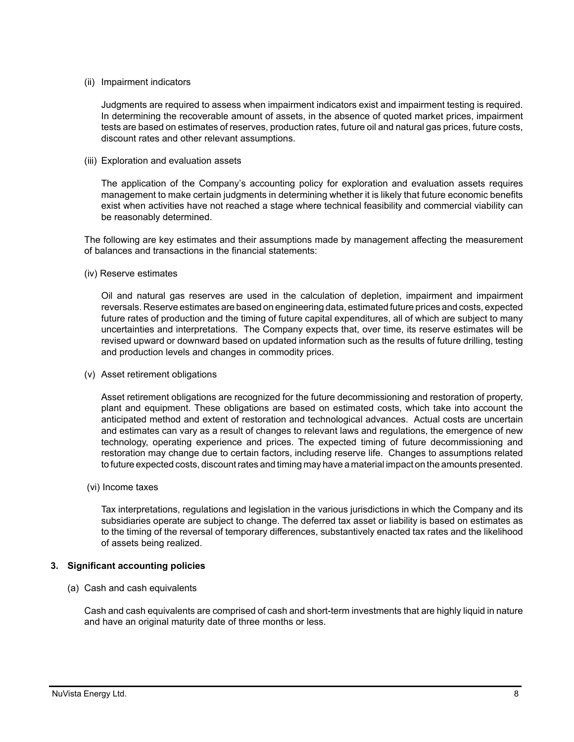(ii) Impairment indicators

Judgments are required to assess when impairment indicators exist and impairment testing is required. In determining the recoverable amount of assets, in the absence of quoted market prices, impairment tests are based on estimates of reserves, production rates, future oil and natural gas prices, future costs, discount rates and other relevant assumptions.

(iii) Exploration and evaluation assets

The application of the Company's accounting policy for exploration and evaluation assets requires management to make certain judgments in determining whether it is likely that future economic benefits exist when activities have not reached a stage where technical feasibility and commercial viability can be reasonably determined.

The following are key estimates and their assumptions made by management affecting the measurement of balances and transactions in the financial statements:

(iv) Reserve estimates

Oil and natural gas reserves are used in the calculation of depletion, impairment and impairment reversals. Reserve estimates are based on engineering data, estimated future prices and costs, expected future rates of production and the timing of future capital expenditures, all of which are subject to many uncertainties and interpretations. The Company expects that, over time, its reserve estimates will be revised upward or downward based on updated information such as the results of future drilling, testing and production levels and changes in commodity prices.

(v) Asset retirement obligations

Asset retirement obligations are recognized for the future decommissioning and restoration of property, plant and equipment. These obligations are based on estimated costs, which take into account the anticipated method and extent of restoration and technological advances. Actual costs are uncertain and estimates can vary as a result of changes to relevant laws and regulations, the emergence of new technology, operating experience and prices. The expected timing of future decommissioning and restoration may change due to certain factors, including reserve life. Changes to assumptions related to future expected costs, discount rates and timing may have a material impact on the amounts presented.

(vi) Income taxes

Tax interpretations, regulations and legislation in the various jurisdictions in which the Company and its subsidiaries operate are subject to change. The deferred tax asset or liability is based on estimates as to the timing of the reversal of temporary differences, substantively enacted tax rates and the likelihood of assets being realized.

## 3. Significant accounting policies

(a) Cash and cash equivalents

Cash and cash equivalents are comprised of cash and short-term investments that are highly liquid in nature and have an original maturity date of three months or less.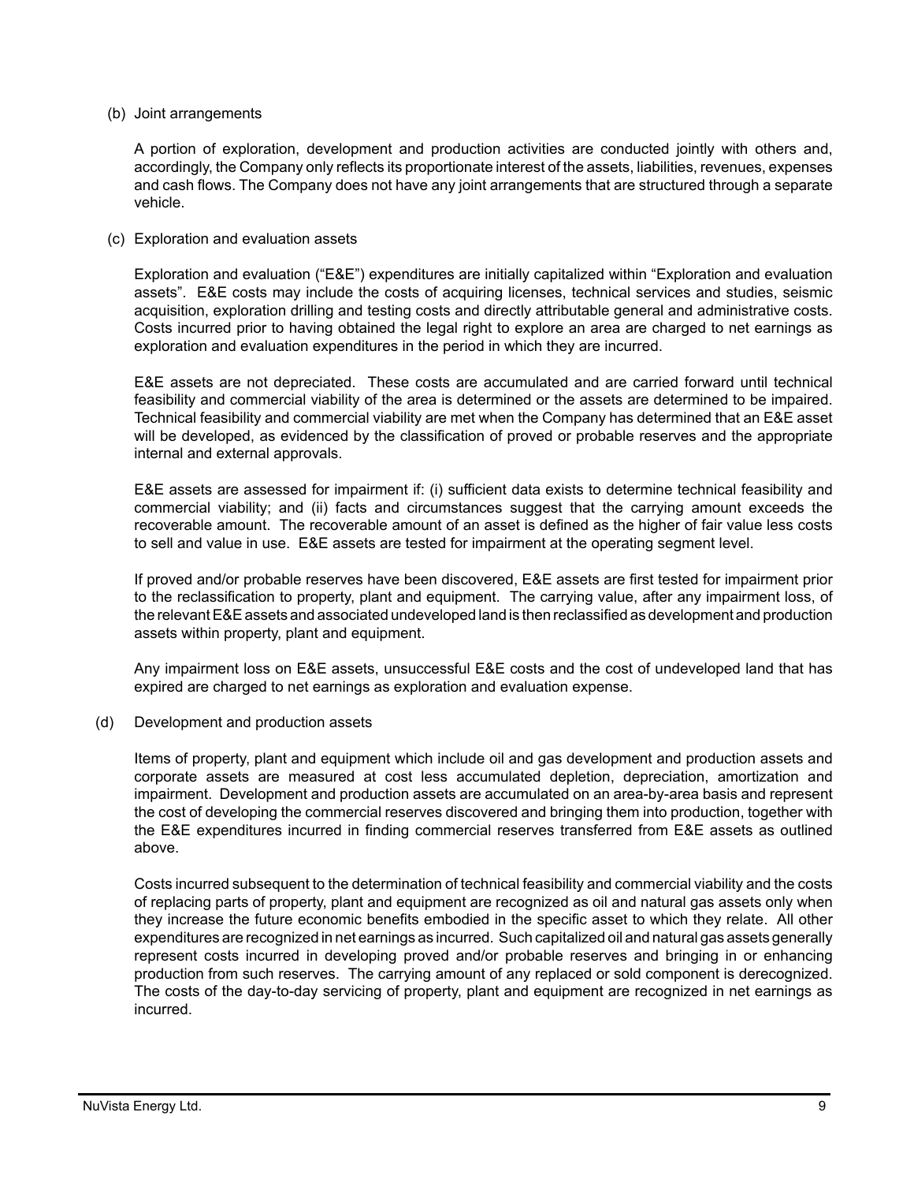(b) Joint arrangements

A portion of exploration, development and production activities are conducted jointly with others and, accordingly, the Company only reflects its proportionate interest of the assets, liabilities, revenues, expenses and cash flows. The Company does not have any joint arrangements that are structured through a separate vehicle.

(c) Exploration and evaluation assets

Exploration and evaluation ("E&E") expenditures are initially capitalized within "Exploration and evaluation assets". E&E costs may include the costs of acquiring licenses, technical services and studies, seismic acquisition, exploration drilling and testing costs and directly attributable general and administrative costs. Costs incurred prior to having obtained the legal right to explore an area are charged to net earnings as exploration and evaluation expenditures in the period in which they are incurred.

E&E assets are not depreciated. These costs are accumulated and are carried forward until technical feasibility and commercial viability of the area is determined or the assets are determined to be impaired. Technical feasibility and commercial viability are met when the Company has determined that an E&E asset will be developed, as evidenced by the classification of proved or probable reserves and the appropriate internal and external approvals.

E&E assets are assessed for impairment if: (i) sufficient data exists to determine technical feasibility and commercial viability; and (ii) facts and circumstances suggest that the carrying amount exceeds the recoverable amount. The recoverable amount of an asset is defined as the higher of fair value less costs to sell and value in use. E&E assets are tested for impairment at the operating segment level.

If proved and/or probable reserves have been discovered, E&E assets are first tested for impairment prior to the reclassification to property, plant and equipment. The carrying value, after any impairment loss, of the relevant E&E assets and associated undeveloped land is then reclassified as development and production assets within property, plant and equipment.

Any impairment loss on E&E assets, unsuccessful E&E costs and the cost of undeveloped land that has expired are charged to net earnings as exploration and evaluation expense.

(d) Development and production assets

Items of property, plant and equipment which include oil and gas development and production assets and corporate assets are measured at cost less accumulated depletion, depreciation, amortization and impairment. Development and production assets are accumulated on an area-by-area basis and represent the cost of developing the commercial reserves discovered and bringing them into production, together with the E&E expenditures incurred in finding commercial reserves transferred from E&E assets as outlined above.

Costs incurred subsequent to the determination of technical feasibility and commercial viability and the costs of replacing parts of property, plant and equipment are recognized as oil and natural gas assets only when they increase the future economic benefits embodied in the specific asset to which they relate. All other expenditures are recognized in net earnings as incurred. Such capitalized oil and natural gas assets generally represent costs incurred in developing proved and/or probable reserves and bringing in or enhancing production from such reserves. The carrying amount of any replaced or sold component is derecognized. The costs of the day-to-day servicing of property, plant and equipment are recognized in net earnings as incurred.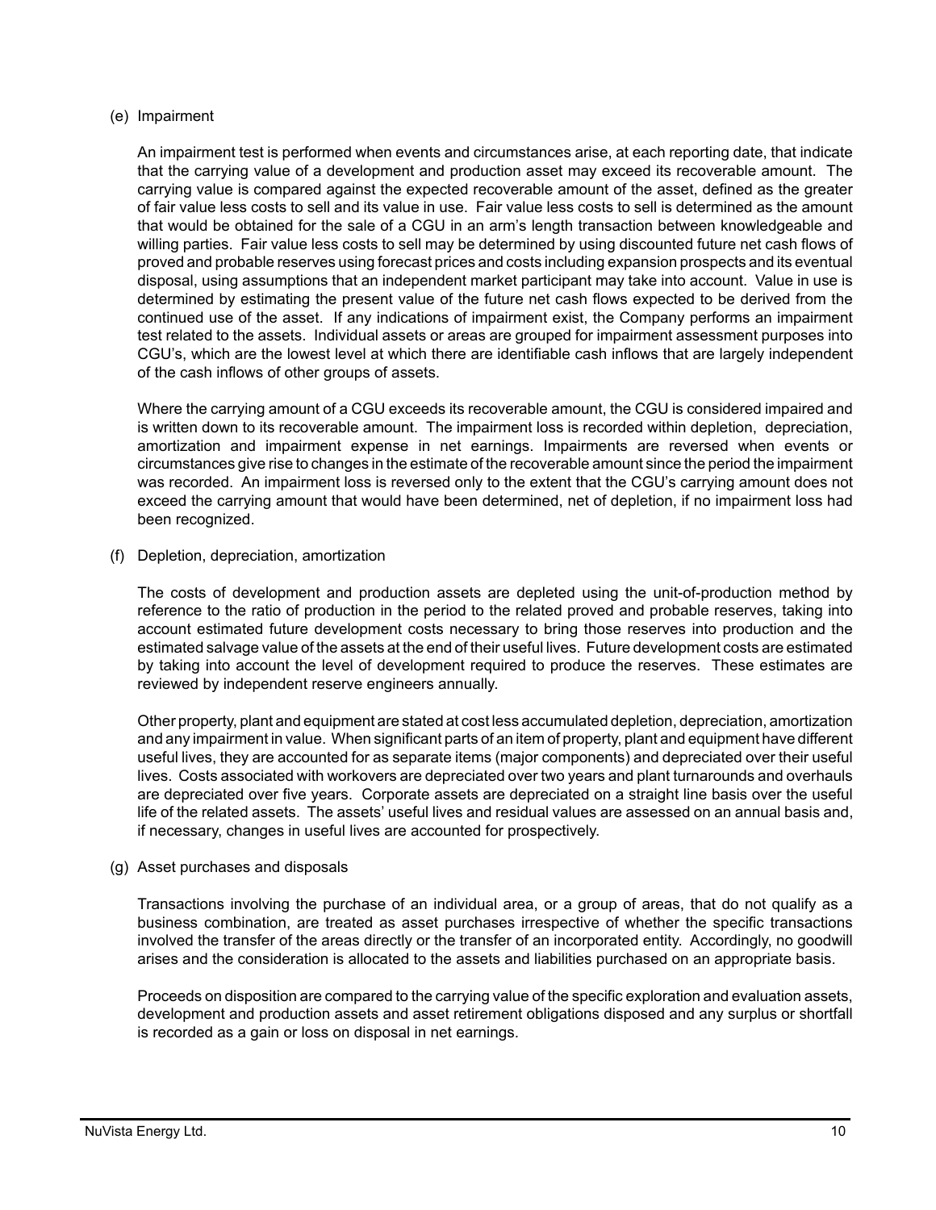(e) Impairment

An impairment test is performed when events and circumstances arise, at each reporting date, that indicate that the carrying value of a development and production asset may exceed its recoverable amount. The carrying value is compared against the expected recoverable amount of the asset, defined as the greater of fair value less costs to sell and its value in use. Fair value less costs to sell is determined as the amount that would be obtained for the sale of a CGU in an arm's length transaction between knowledgeable and willing parties. Fair value less costs to sell may be determined by using discounted future net cash flows of proved and probable reserves using forecast prices and costs including expansion prospects and its eventual disposal, using assumptions that an independent market participant may take into account. Value in use is determined by estimating the present value of the future net cash flows expected to be derived from the continued use of the asset. If any indications of impairment exist, the Company performs an impairment test related to the assets. Individual assets or areas are grouped for impairment assessment purposes into CGU's, which are the lowest level at which there are identifiable cash inflows that are largely independent of the cash inflows of other groups of assets.

Where the carrying amount of a CGU exceeds its recoverable amount, the CGU is considered impaired and is written down to its recoverable amount. The impairment loss is recorded within depletion, depreciation, amortization and impairment expense in net earnings. Impairments are reversed when events or circumstances give rise to changes in the estimate of the recoverable amount since the period the impairment was recorded. An impairment loss is reversed only to the extent that the CGU's carrying amount does not exceed the carrying amount that would have been determined, net of depletion, if no impairment loss had been recognized.

(f) Depletion, depreciation, amortization

The costs of development and production assets are depleted using the unit-of-production method by reference to the ratio of production in the period to the related proved and probable reserves, taking into account estimated future development costs necessary to bring those reserves into production and the estimated salvage value of the assets at the end of their useful lives. Future development costs are estimated by taking into account the level of development required to produce the reserves. These estimates are reviewed by independent reserve engineers annually.

Other property, plant and equipment are stated at cost less accumulated depletion, depreciation, amortization and any impairment in value. When significant parts of an item of property, plant and equipment have different useful lives, they are accounted for as separate items (major components) and depreciated over their useful lives. Costs associated with workovers are depreciated over two years and plant turnarounds and overhauls are depreciated over five years. Corporate assets are depreciated on a straight line basis over the useful life of the related assets. The assets' useful lives and residual values are assessed on an annual basis and, if necessary, changes in useful lives are accounted for prospectively.

(g) Asset purchases and disposals

Transactions involving the purchase of an individual area, or a group of areas, that do not qualify as a business combination, are treated as asset purchases irrespective of whether the specific transactions involved the transfer of the areas directly or the transfer of an incorporated entity. Accordingly, no goodwill arises and the consideration is allocated to the assets and liabilities purchased on an appropriate basis.

Proceeds on disposition are compared to the carrying value of the specific exploration and evaluation assets, development and production assets and asset retirement obligations disposed and any surplus or shortfall is recorded as a gain or loss on disposal in net earnings.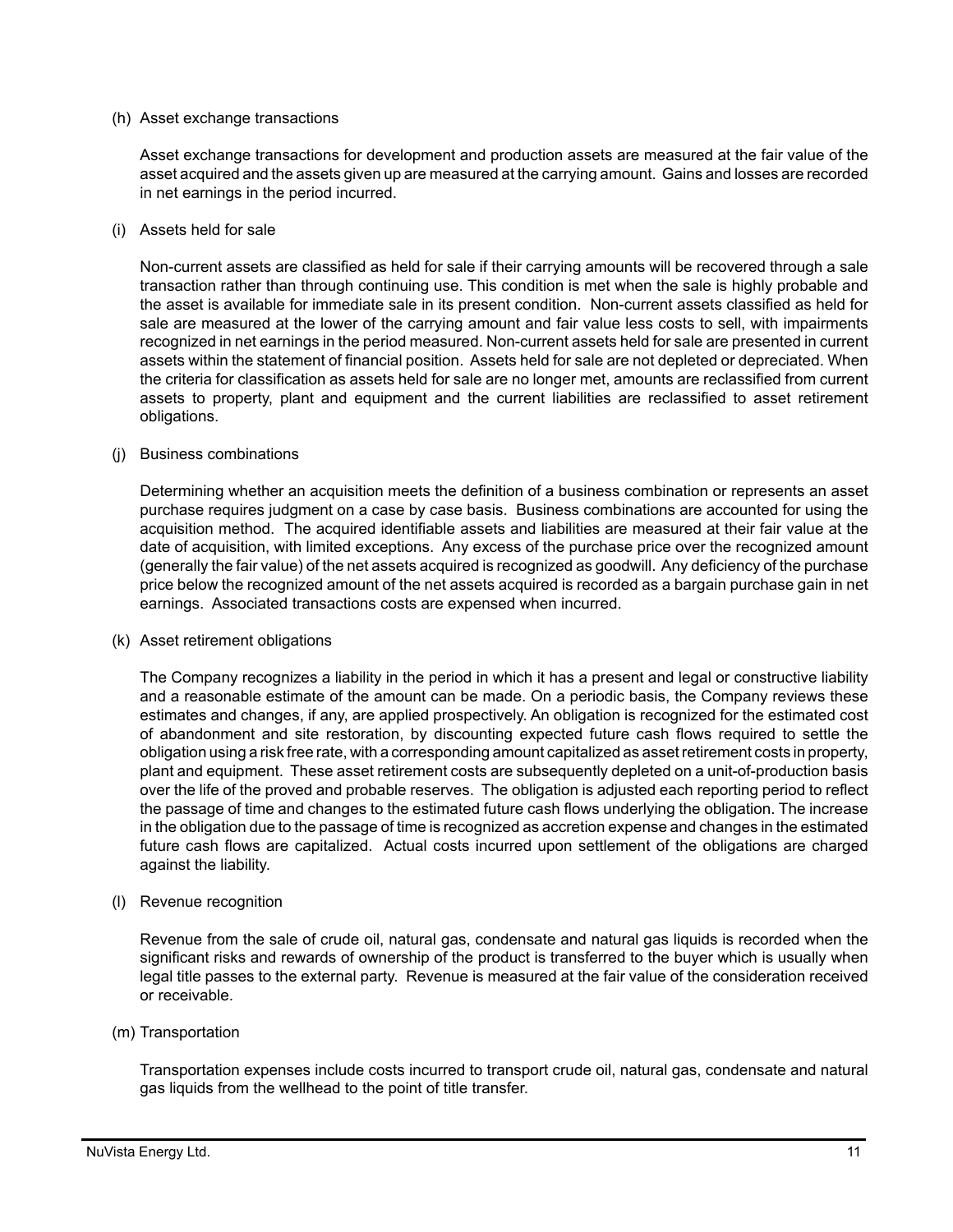(h) Asset exchange transactions

Asset exchange transactions for development and production assets are measured at the fair value of the asset acquired and the assets given up are measured at the carrying amount. Gains and losses are recorded in net earnings in the period incurred.

(i) Assets held for sale

Non-current assets are classified as held for sale if their carrying amounts will be recovered through a sale transaction rather than through continuing use. This condition is met when the sale is highly probable and the asset is available for immediate sale in its present condition. Non-current assets classified as held for sale are measured at the lower of the carrying amount and fair value less costs to sell, with impairments recognized in net earnings in the period measured. Non-current assets held for sale are presented in current assets within the statement of financial position. Assets held for sale are not depleted or depreciated. When the criteria for classification as assets held for sale are no longer met, amounts are reclassified from current assets to property, plant and equipment and the current liabilities are reclassified to asset retirement obligations.

(j) Business combinations

Determining whether an acquisition meets the definition of a business combination or represents an asset purchase requires judgment on a case by case basis. Business combinations are accounted for using the acquisition method. The acquired identifiable assets and liabilities are measured at their fair value at the date of acquisition, with limited exceptions. Any excess of the purchase price over the recognized amount (generally the fair value) of the net assets acquired is recognized as goodwill. Any deficiency of the purchase price below the recognized amount of the net assets acquired is recorded as a bargain purchase gain in net earnings. Associated transactions costs are expensed when incurred.

(k) Asset retirement obligations

The Company recognizes a liability in the period in which it has a present and legal or constructive liability and a reasonable estimate of the amount can be made. On a periodic basis, the Company reviews these estimates and changes, if any, are applied prospectively. An obligation is recognized for the estimated cost of abandonment and site restoration, by discounting expected future cash flows required to settle the obligation using a risk free rate, with a corresponding amount capitalized as asset retirement costs in property, plant and equipment. These asset retirement costs are subsequently depleted on a unit-of-production basis over the life of the proved and probable reserves. The obligation is adjusted each reporting period to reflect the passage of time and changes to the estimated future cash flows underlying the obligation. The increase in the obligation due to the passage of time is recognized as accretion expense and changes in the estimated future cash flows are capitalized. Actual costs incurred upon settlement of the obligations are charged against the liability.

(l) Revenue recognition

Revenue from the sale of crude oil, natural gas, condensate and natural gas liquids is recorded when the significant risks and rewards of ownership of the product is transferred to the buyer which is usually when legal title passes to the external party. Revenue is measured at the fair value of the consideration received or receivable.

(m) Transportation

Transportation expenses include costs incurred to transport crude oil, natural gas, condensate and natural gas liquids from the wellhead to the point of title transfer.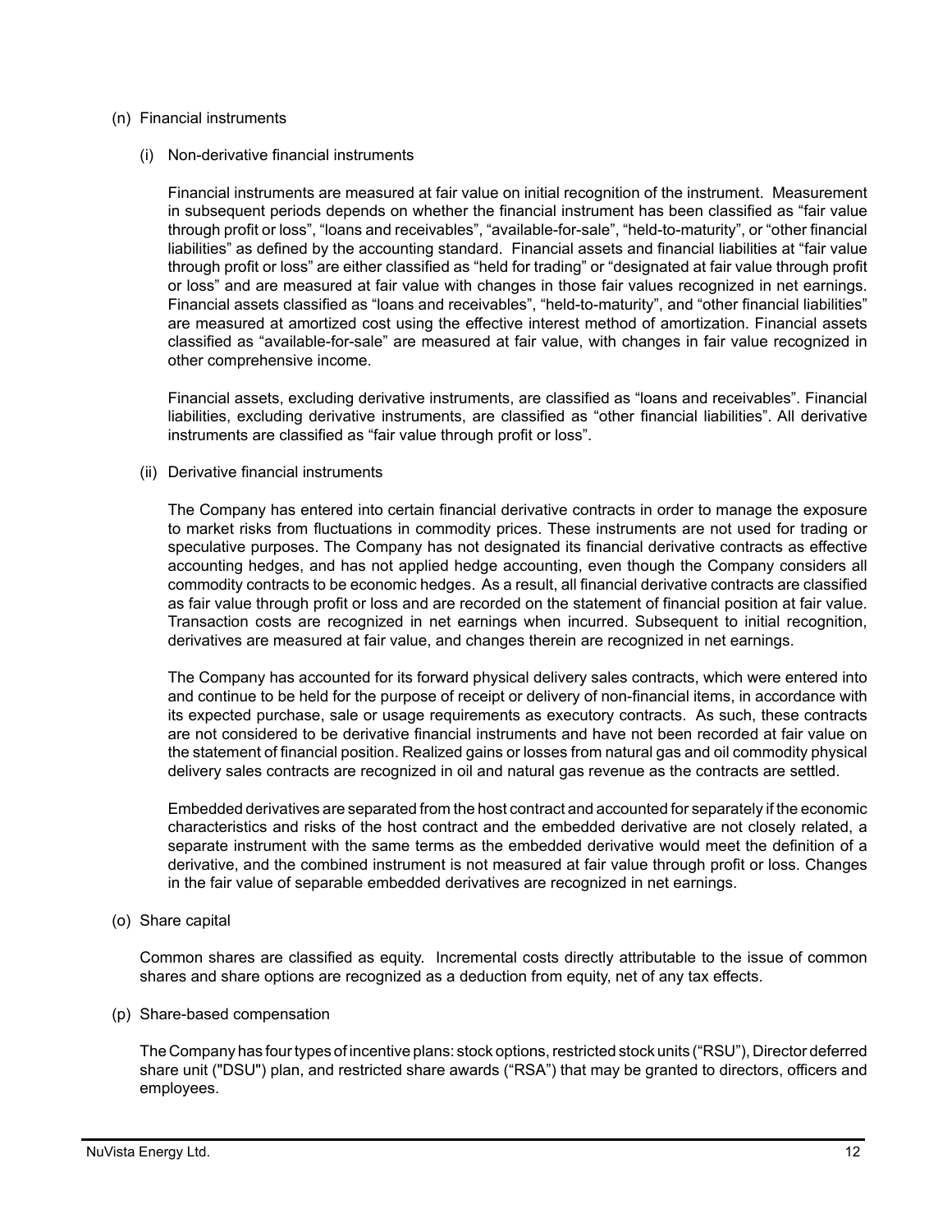(n) Financial instruments

(i) Non-derivative financial instruments

Financial instruments are measured at fair value on initial recognition of the instrument. Measurement in subsequent periods depends on whether the financial instrument has been classified as "fair value through profit or loss", "loans and receivables", "available-for-sale", "held-to-maturity", or "other financial liabilities" as defined by the accounting standard. Financial assets and financial liabilities at "fair value through profit or loss" are either classified as "held for trading" or "designated at fair value through profit or loss" and are measured at fair value with changes in those fair values recognized in net earnings. Financial assets classified as "loans and receivables", "held-to-maturity", and "other financial liabilities" are measured at amortized cost using the effective interest method of amortization. Financial assets classified as "available-for-sale" are measured at fair value, with changes in fair value recognized in other comprehensive income.

Financial assets, excluding derivative instruments, are classified as "loans and receivables". Financial liabilities, excluding derivative instruments, are classified as "other financial liabilities". All derivative instruments are classified as "fair value through profit or loss".

(ii) Derivative financial instruments

The Company has entered into certain financial derivative contracts in order to manage the exposure to market risks from fluctuations in commodity prices. These instruments are not used for trading or speculative purposes. The Company has not designated its financial derivative contracts as effective accounting hedges, and has not applied hedge accounting, even though the Company considers all commodity contracts to be economic hedges. As a result, all financial derivative contracts are classified as fair value through profit or loss and are recorded on the statement of financial position at fair value. Transaction costs are recognized in net earnings when incurred. Subsequent to initial recognition, derivatives are measured at fair value, and changes therein are recognized in net earnings.

The Company has accounted for its forward physical delivery sales contracts, which were entered into and continue to be held for the purpose of receipt or delivery of non-financial items, in accordance with its expected purchase, sale or usage requirements as executory contracts. As such, these contracts are not considered to be derivative financial instruments and have not been recorded at fair value on the statement of financial position. Realized gains or losses from natural gas and oil commodity physical delivery sales contracts are recognized in oil and natural gas revenue as the contracts are settled.

Embedded derivatives are separated from the host contract and accounted for separately if the economic characteristics and risks of the host contract and the embedded derivative are not closely related, a separate instrument with the same terms as the embedded derivative would meet the definition of a derivative, and the combined instrument is not measured at fair value through profit or loss. Changes in the fair value of separable embedded derivatives are recognized in net earnings.

(o) Share capital

Common shares are classified as equity. Incremental costs directly attributable to the issue of common shares and share options are recognized as a deduction from equity, net of any tax effects.

(p) Share-based compensation

The Company has four types of incentive plans: stock options, restricted stock units ("RSU"), Director deferred share unit ("DSU") plan, and restricted share awards ("RSA") that may be granted to directors, officers and employees.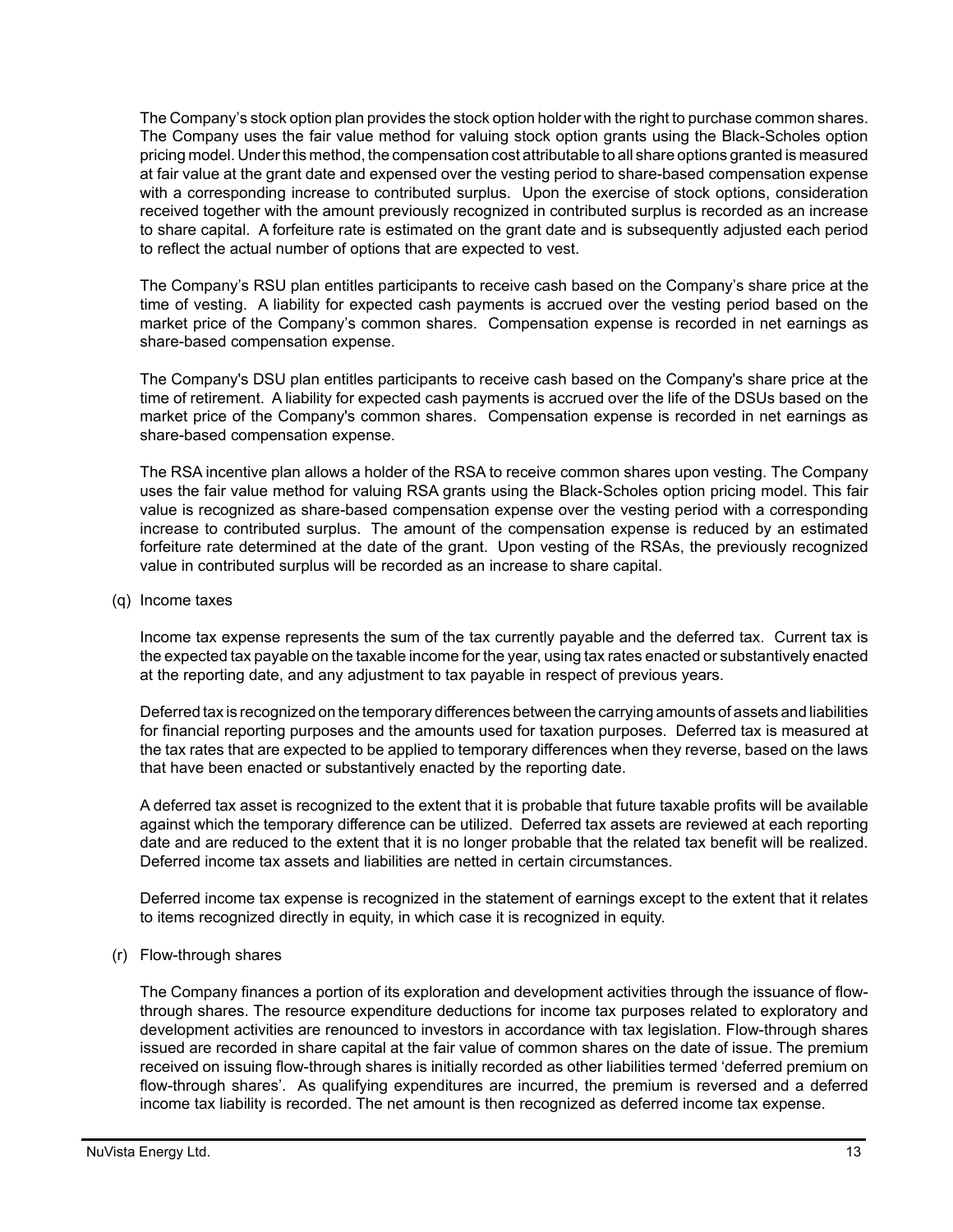The Company's stock option plan provides the stock option holder with the right to purchase common shares. The Company uses the fair value method for valuing stock option grants using the Black-Scholes option pricing model. Under this method, the compensation cost attributable to all share options granted is measured at fair value at the grant date and expensed over the vesting period to share-based compensation expense with a corresponding increase to contributed surplus. Upon the exercise of stock options, consideration received together with the amount previously recognized in contributed surplus is recorded as an increase to share capital. A forfeiture rate is estimated on the grant date and is subsequently adjusted each period to reflect the actual number of options that are expected to vest.

The Company's RSU plan entitles participants to receive cash based on the Company's share price at the time of vesting. A liability for expected cash payments is accrued over the vesting period based on the market price of the Company's common shares. Compensation expense is recorded in net earnings as share-based compensation expense.

The Company's DSU plan entitles participants to receive cash based on the Company's share price at the time of retirement. A liability for expected cash payments is accrued over the life of the DSUs based on the market price of the Company's common shares. Compensation expense is recorded in net earnings as share-based compensation expense.

The RSA incentive plan allows a holder of the RSA to receive common shares upon vesting. The Company uses the fair value method for valuing RSA grants using the Black-Scholes option pricing model. This fair value is recognized as share-based compensation expense over the vesting period with a corresponding increase to contributed surplus. The amount of the compensation expense is reduced by an estimated forfeiture rate determined at the date of the grant. Upon vesting of the RSAs, the previously recognized value in contributed surplus will be recorded as an increase to share capital.

(q) Income taxes

Income tax expense represents the sum of the tax currently payable and the deferred tax. Current tax is the expected tax payable on the taxable income for the year, using tax rates enacted or substantively enacted at the reporting date, and any adjustment to tax payable in respect of previous years.

Deferred tax is recognized on the temporary differences between the carrying amounts of assets and liabilities for financial reporting purposes and the amounts used for taxation purposes. Deferred tax is measured at the tax rates that are expected to be applied to temporary differences when they reverse, based on the laws that have been enacted or substantively enacted by the reporting date.

A deferred tax asset is recognized to the extent that it is probable that future taxable profits will be available against which the temporary difference can be utilized. Deferred tax assets are reviewed at each reporting date and are reduced to the extent that it is no longer probable that the related tax benefit will be realized. Deferred income tax assets and liabilities are netted in certain circumstances.

Deferred income tax expense is recognized in the statement of earnings except to the extent that it relates to items recognized directly in equity, in which case it is recognized in equity.

(r) Flow-through shares

The Company finances a portion of its exploration and development activities through the issuance of flow-through shares. The resource expenditure deductions for income tax purposes related to exploratory and development activities are renounced to investors in accordance with tax legislation. Flow-through shares issued are recorded in share capital at the fair value of common shares on the date of issue. The premium received on issuing flow-through shares is initially recorded as other liabilities termed 'deferred premium on flow-through shares'. As qualifying expenditures are incurred, the premium is reversed and a deferred income tax liability is recorded. The net amount is then recognized as deferred income tax expense.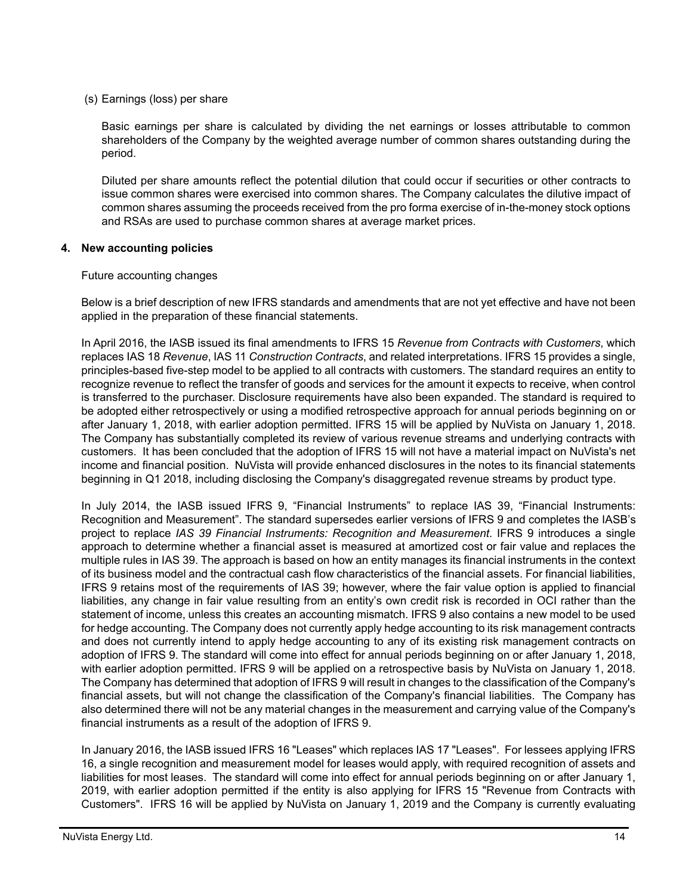(s) Earnings (loss) per share

Basic earnings per share is calculated by dividing the net earnings or losses attributable to common shareholders of the Company by the weighted average number of common shares outstanding during the period.

Diluted per share amounts reflect the potential dilution that could occur if securities or other contracts to issue common shares were exercised into common shares. The Company calculates the dilutive impact of common shares assuming the proceeds received from the pro forma exercise of in-the-money stock options and RSAs are used to purchase common shares at average market prices.

## 4. New accounting policies

Future accounting changes

Below is a brief description of new IFRS standards and amendments that are not yet effective and have not been applied in the preparation of these financial statements.

In April 2016, the IASB issued its final amendments to IFRS 15 *Revenue from Contracts with Customers*, which replaces IAS 18 *Revenue*, IAS 11 *Construction Contracts*, and related interpretations. IFRS 15 provides a single, principles-based five-step model to be applied to all contracts with customers. The standard requires an entity to recognize revenue to reflect the transfer of goods and services for the amount it expects to receive, when control is transferred to the purchaser. Disclosure requirements have also been expanded. The standard is required to be adopted either retrospectively or using a modified retrospective approach for annual periods beginning on or after January 1, 2018, with earlier adoption permitted. IFRS 15 will be applied by NuVista on January 1, 2018. The Company has substantially completed its review of various revenue streams and underlying contracts with customers. It has been concluded that the adoption of IFRS 15 will not have a material impact on NuVista's net income and financial position. NuVista will provide enhanced disclosures in the notes to its financial statements beginning in Q1 2018, including disclosing the Company's disaggregated revenue streams by product type.

In July 2014, the IASB issued IFRS 9, "Financial Instruments" to replace IAS 39, "Financial Instruments: Recognition and Measurement". The standard supersedes earlier versions of IFRS 9 and completes the IASB's project to replace *IAS 39 Financial Instruments: Recognition and Measurement*. IFRS 9 introduces a single approach to determine whether a financial asset is measured at amortized cost or fair value and replaces the multiple rules in IAS 39. The approach is based on how an entity manages its financial instruments in the context of its business model and the contractual cash flow characteristics of the financial assets. For financial liabilities, IFRS 9 retains most of the requirements of IAS 39; however, where the fair value option is applied to financial liabilities, any change in fair value resulting from an entity's own credit risk is recorded in OCI rather than the statement of income, unless this creates an accounting mismatch. IFRS 9 also contains a new model to be used for hedge accounting. The Company does not currently apply hedge accounting to its risk management contracts and does not currently intend to apply hedge accounting to any of its existing risk management contracts on adoption of IFRS 9. The standard will come into effect for annual periods beginning on or after January 1, 2018, with earlier adoption permitted. IFRS 9 will be applied on a retrospective basis by NuVista on January 1, 2018. The Company has determined that adoption of IFRS 9 will result in changes to the classification of the Company's financial assets, but will not change the classification of the Company's financial liabilities. The Company has also determined there will not be any material changes in the measurement and carrying value of the Company's financial instruments as a result of the adoption of IFRS 9.

In January 2016, the IASB issued IFRS 16 "Leases" which replaces IAS 17 "Leases". For lessees applying IFRS 16, a single recognition and measurement model for leases would apply, with required recognition of assets and liabilities for most leases. The standard will come into effect for annual periods beginning on or after January 1, 2019, with earlier adoption permitted if the entity is also applying for IFRS 15 "Revenue from Contracts with Customers". IFRS 16 will be applied by NuVista on January 1, 2019 and the Company is currently evaluating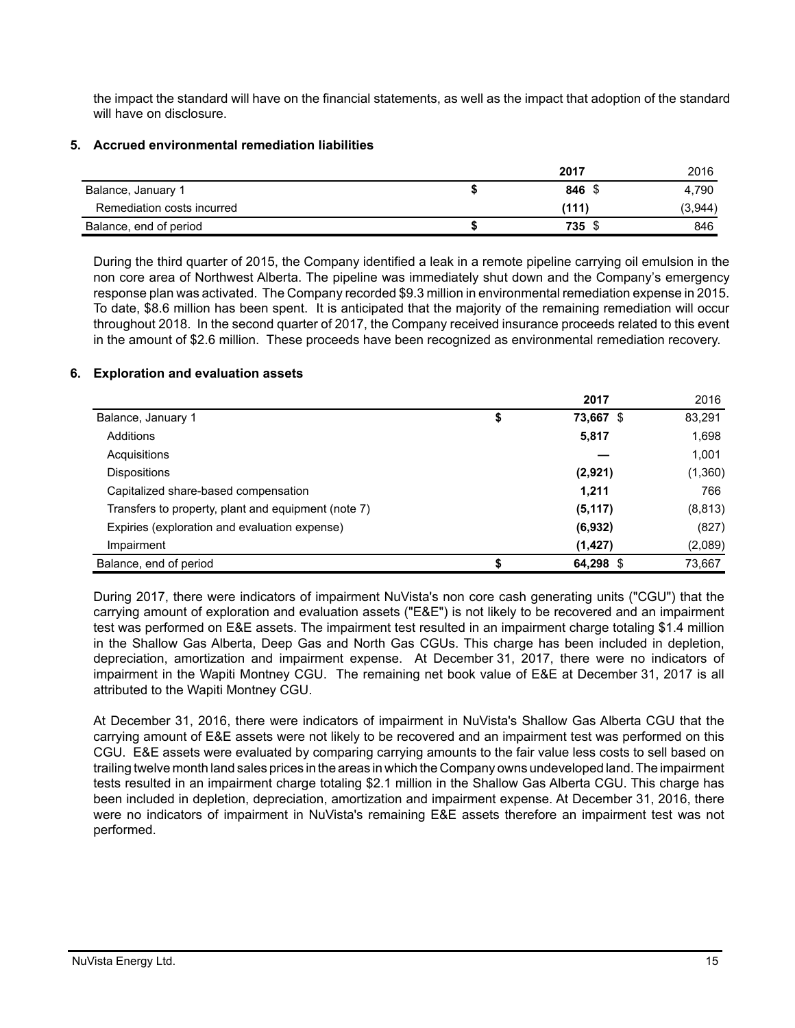the impact the standard will have on the financial statements, as well as the impact that adoption of the standard will have on disclosure.

## 5. Accrued environmental remediation liabilities

| | 2017 | 2016 |
|---|---|---|
| Balance, January 1 | **$ 846** | $ 4,790 |
| Remediation costs incurred | **(111)** | (3,944) |
| Balance, end of period | **$ 735** | $ 846 |

During the third quarter of 2015, the Company identified a leak in a remote pipeline carrying oil emulsion in the non core area of Northwest Alberta. The pipeline was immediately shut down and the Company's emergency response plan was activated. The Company recorded $9.3 million in environmental remediation expense in 2015. To date, $8.6 million has been spent. It is anticipated that the majority of the remaining remediation will occur throughout 2018. In the second quarter of 2017, the Company received insurance proceeds related to this event in the amount of $2.6 million. These proceeds have been recognized as environmental remediation recovery.

## 6. Exploration and evaluation assets

| | 2017 | 2016 |
|---|---|---|
| Balance, January 1 | **$ 73,667** | $ 83,291 |
| Additions | **5,817** | 1,698 |
| Acquisitions | **—** | 1,001 |
| Dispositions | **(2,921)** | (1,360) |
| Capitalized share-based compensation | **1,211** | 766 |
| Transfers to property, plant and equipment (note 7) | **(5,117)** | (8,813) |
| Expiries (exploration and evaluation expense) | **(6,932)** | (827) |
| Impairment | **(1,427)** | (2,089) |
| Balance, end of period | **$ 64,298** | $ 73,667 |

During 2017, there were indicators of impairment NuVista's non core cash generating units ("CGU") that the carrying amount of exploration and evaluation assets ("E&E") is not likely to be recovered and an impairment test was performed on E&E assets. The impairment test resulted in an impairment charge totaling $1.4 million in the Shallow Gas Alberta, Deep Gas and North Gas CGUs. This charge has been included in depletion, depreciation, amortization and impairment expense. At December 31, 2017, there were no indicators of impairment in the Wapiti Montney CGU. The remaining net book value of E&E at December 31, 2017 is all attributed to the Wapiti Montney CGU.

At December 31, 2016, there were indicators of impairment in NuVista's Shallow Gas Alberta CGU that the carrying amount of E&E assets were not likely to be recovered and an impairment test was performed on this CGU. E&E assets were evaluated by comparing carrying amounts to the fair value less costs to sell based on trailing twelve month land sales prices in the areas in which the Company owns undeveloped land. The impairment tests resulted in an impairment charge totaling $2.1 million in the Shallow Gas Alberta CGU. This charge has been included in depletion, depreciation, amortization and impairment expense. At December 31, 2016, there were no indicators of impairment in NuVista's remaining E&E assets therefore an impairment test was not performed.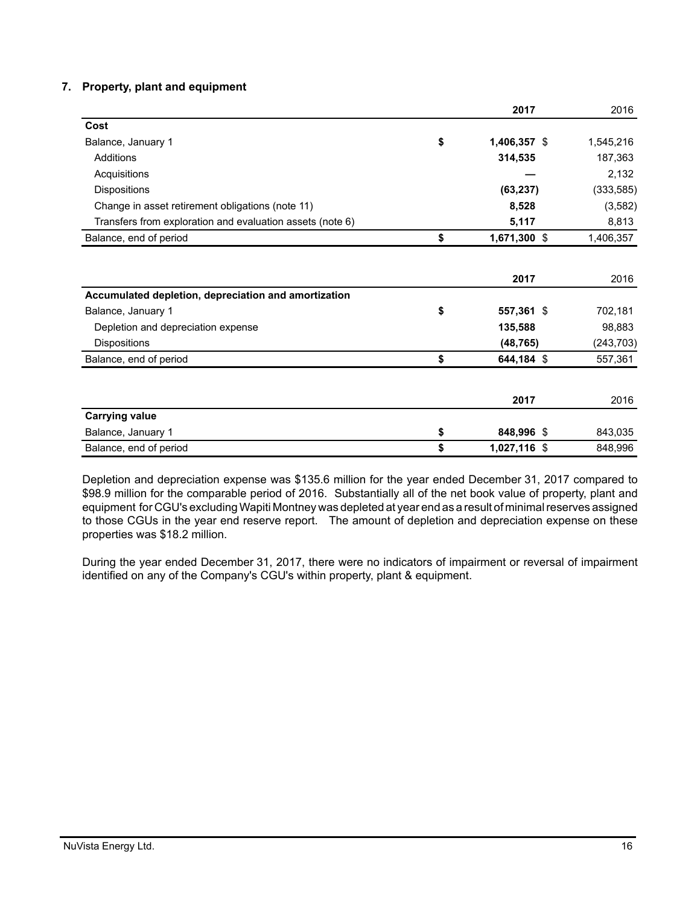## 7. Property, plant and equipment

| | | 2017 | 2016 |
|---|---|---|---|
| **Cost** | | | |
| Balance, January 1 | $ | 1,406,357 $ | 1,545,216 |
| Additions | | 314,535 | 187,363 |
| Acquisitions | | — | 2,132 |
| Dispositions | | (63,237) | (333,585) |
| Change in asset retirement obligations (note 11) | | 8,528 | (3,582) |
| Transfers from exploration and evaluation assets (note 6) | | 5,117 | 8,813 |
| Balance, end of period | $ | 1,671,300 $ | 1,406,357 |

| | | 2017 | 2016 |
|---|---|---|---|
| **Accumulated depletion, depreciation and amortization** | | | |
| Balance, January 1 | $ | 557,361 $ | 702,181 |
| Depletion and depreciation expense | | 135,588 | 98,883 |
| Dispositions | | (48,765) | (243,703) |
| Balance, end of period | $ | 644,184 $ | 557,361 |

| | | 2017 | 2016 |
|---|---|---|---|
| **Carrying value** | | | |
| Balance, January 1 | $ | 848,996 $ | 843,035 |
| Balance, end of period | $ | 1,027,116 $ | 848,996 |

Depletion and depreciation expense was $135.6 million for the year ended December 31, 2017 compared to $98.9 million for the comparable period of 2016. Substantially all of the net book value of property, plant and equipment for CGU's excluding Wapiti Montney was depleted at year end as a result of minimal reserves assigned to those CGUs in the year end reserve report. The amount of depletion and depreciation expense on these properties was $18.2 million.

During the year ended December 31, 2017, there were no indicators of impairment or reversal of impairment identified on any of the Company's CGU's within property, plant & equipment.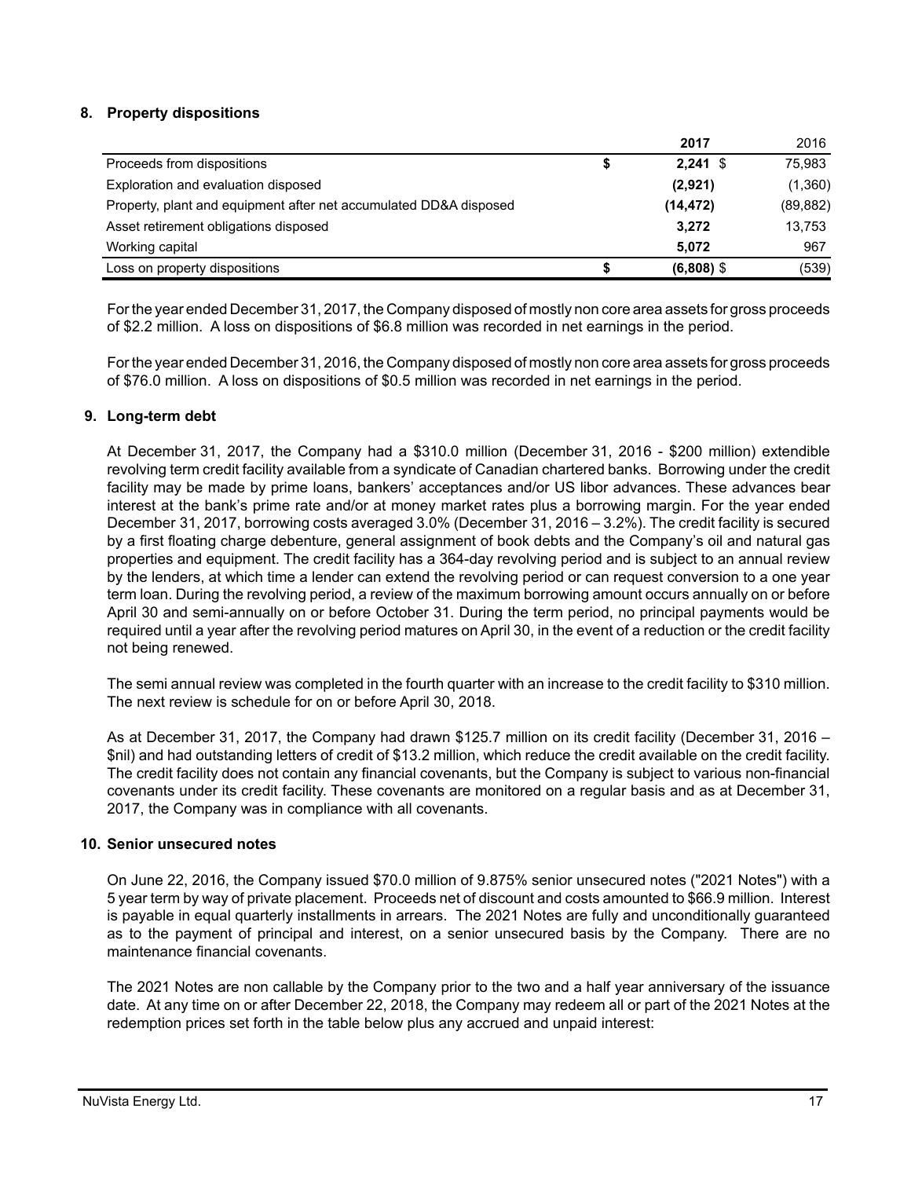## 8. Property dispositions

| | 2017 | 2016 |
|---|---|---|
| Proceeds from dispositions | $ 2,241 | $ 75,983 |
| Exploration and evaluation disposed | (2,921) | (1,360) |
| Property, plant and equipment after net accumulated DD&A disposed | (14,472) | (89,882) |
| Asset retirement obligations disposed | 3,272 | 13,753 |
| Working capital | 5,072 | 967 |
| Loss on property dispositions | $ (6,808) | $ (539) |

For the year ended December 31, 2017, the Company disposed of mostly non core area assets for gross proceeds of $2.2 million. A loss on dispositions of $6.8 million was recorded in net earnings in the period.

For the year ended December 31, 2016, the Company disposed of mostly non core area assets for gross proceeds of $76.0 million. A loss on dispositions of $0.5 million was recorded in net earnings in the period.

## 9. Long-term debt

At December 31, 2017, the Company had a $310.0 million (December 31, 2016 - $200 million) extendible revolving term credit facility available from a syndicate of Canadian chartered banks. Borrowing under the credit facility may be made by prime loans, bankers' acceptances and/or US libor advances. These advances bear interest at the bank's prime rate and/or at money market rates plus a borrowing margin. For the year ended December 31, 2017, borrowing costs averaged 3.0% (December 31, 2016 – 3.2%). The credit facility is secured by a first floating charge debenture, general assignment of book debts and the Company's oil and natural gas properties and equipment. The credit facility has a 364-day revolving period and is subject to an annual review by the lenders, at which time a lender can extend the revolving period or can request conversion to a one year term loan. During the revolving period, a review of the maximum borrowing amount occurs annually on or before April 30 and semi-annually on or before October 31. During the term period, no principal payments would be required until a year after the revolving period matures on April 30, in the event of a reduction or the credit facility not being renewed.

The semi annual review was completed in the fourth quarter with an increase to the credit facility to $310 million. The next review is schedule for on or before April 30, 2018.

As at December 31, 2017, the Company had drawn $125.7 million on its credit facility (December 31, 2016 – $nil) and had outstanding letters of credit of $13.2 million, which reduce the credit available on the credit facility. The credit facility does not contain any financial covenants, but the Company is subject to various non-financial covenants under its credit facility. These covenants are monitored on a regular basis and as at December 31, 2017, the Company was in compliance with all covenants.

## 10. Senior unsecured notes

On June 22, 2016, the Company issued $70.0 million of 9.875% senior unsecured notes ("2021 Notes") with a 5 year term by way of private placement. Proceeds net of discount and costs amounted to $66.9 million. Interest is payable in equal quarterly installments in arrears. The 2021 Notes are fully and unconditionally guaranteed as to the payment of principal and interest, on a senior unsecured basis by the Company. There are no maintenance financial covenants.

The 2021 Notes are non callable by the Company prior to the two and a half year anniversary of the issuance date. At any time on or after December 22, 2018, the Company may redeem all or part of the 2021 Notes at the redemption prices set forth in the table below plus any accrued and unpaid interest: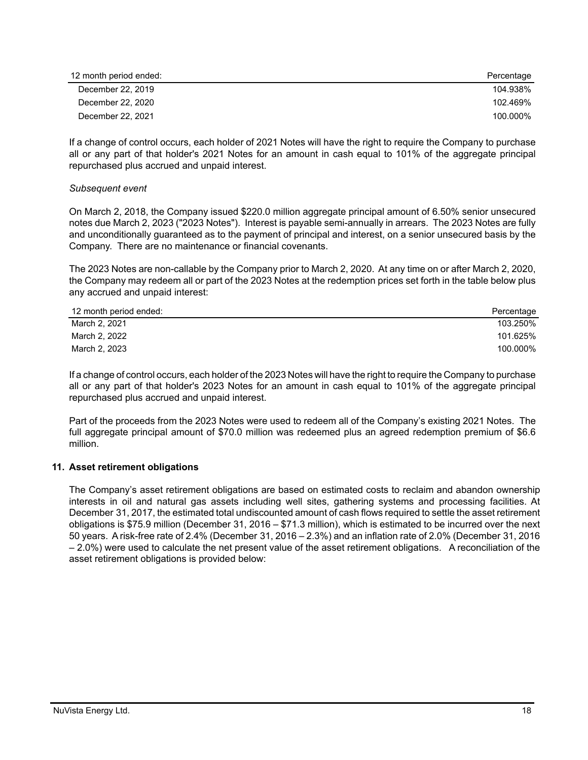| 12 month period ended: | Percentage |
| --- | --- |
| December 22, 2019 | 104.938% |
| December 22, 2020 | 102.469% |
| December 22, 2021 | 100.000% |

If a change of control occurs, each holder of 2021 Notes will have the right to require the Company to purchase all or any part of that holder's 2021 Notes for an amount in cash equal to 101% of the aggregate principal repurchased plus accrued and unpaid interest.

*Subsequent event*

On March 2, 2018, the Company issued $220.0 million aggregate principal amount of 6.50% senior unsecured notes due March 2, 2023 ("2023 Notes"). Interest is payable semi-annually in arrears. The 2023 Notes are fully and unconditionally guaranteed as to the payment of principal and interest, on a senior unsecured basis by the Company. There are no maintenance or financial covenants.

The 2023 Notes are non-callable by the Company prior to March 2, 2020. At any time on or after March 2, 2020, the Company may redeem all or part of the 2023 Notes at the redemption prices set forth in the table below plus any accrued and unpaid interest:

| 12 month period ended: | Percentage |
| --- | --- |
| March 2, 2021 | 103.250% |
| March 2, 2022 | 101.625% |
| March 2, 2023 | 100.000% |

If a change of control occurs, each holder of the 2023 Notes will have the right to require the Company to purchase all or any part of that holder's 2023 Notes for an amount in cash equal to 101% of the aggregate principal repurchased plus accrued and unpaid interest.

Part of the proceeds from the 2023 Notes were used to redeem all of the Company's existing 2021 Notes. The full aggregate principal amount of $70.0 million was redeemed plus an agreed redemption premium of $6.6 million.

## 11. Asset retirement obligations

The Company's asset retirement obligations are based on estimated costs to reclaim and abandon ownership interests in oil and natural gas assets including well sites, gathering systems and processing facilities. At December 31, 2017, the estimated total undiscounted amount of cash flows required to settle the asset retirement obligations is $75.9 million (December 31, 2016 – $71.3 million), which is estimated to be incurred over the next 50 years. A risk-free rate of 2.4% (December 31, 2016 – 2.3%) and an inflation rate of 2.0% (December 31, 2016 – 2.0%) were used to calculate the net present value of the asset retirement obligations. A reconciliation of the asset retirement obligations is provided below: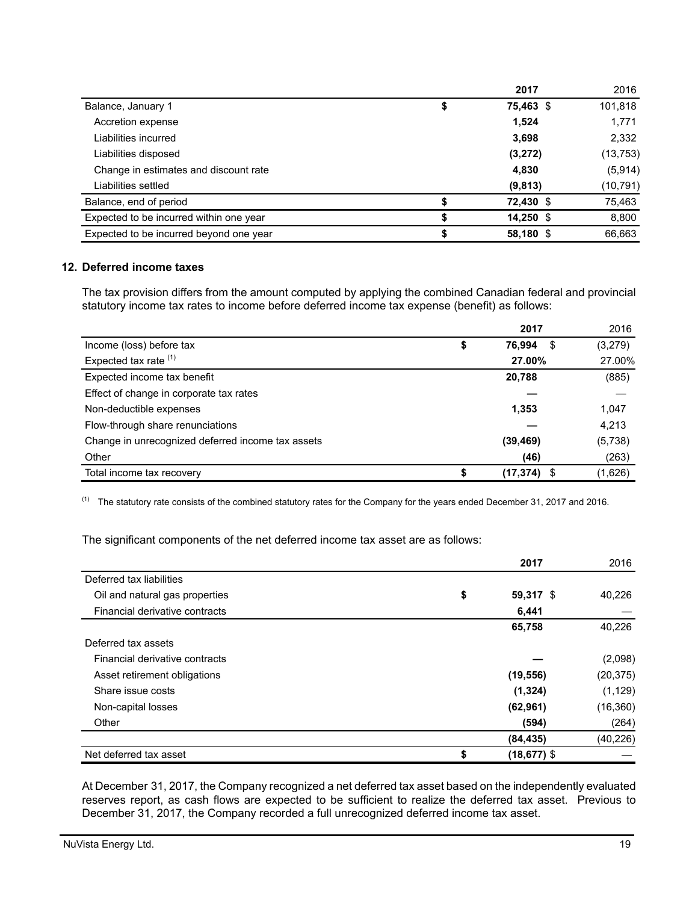| | 2017 | 2016 |
|---|---|---|
| Balance, January 1 | $ **75,463** | $ 101,818 |
| Accretion expense | **1,524** | 1,771 |
| Liabilities incurred | **3,698** | 2,332 |
| Liabilities disposed | **(3,272)** | (13,753) |
| Change in estimates and discount rate | **4,830** | (5,914) |
| Liabilities settled | **(9,813)** | (10,791) |
| Balance, end of period | $ **72,430** | $ 75,463 |
| Expected to be incurred within one year | $ **14,250** | $ 8,800 |
| Expected to be incurred beyond one year | $ **58,180** | $ 66,663 |

## 12. Deferred income taxes

The tax provision differs from the amount computed by applying the combined Canadian federal and provincial statutory income tax rates to income before deferred income tax expense (benefit) as follows:

| | 2017 | 2016 |
|---|---|---|
| Income (loss) before tax | $ **76,994** | $ (3,279) |
| Expected tax rate [(1)] | **27.00%** | 27.00% |
| Expected income tax benefit | **20,788** | (885) |
| Effect of change in corporate tax rates | **—** | — |
| Non-deductible expenses | **1,353** | 1,047 |
| Flow-through share renunciations | **—** | 4,213 |
| Change in unrecognized deferred income tax assets | **(39,469)** | (5,738) |
| Other | **(46)** | (263) |
| Total income tax recovery | $ **(17,374)** | $ (1,626) |

(1) The statutory rate consists of the combined statutory rates for the Company for the years ended December 31, 2017 and 2016.

The significant components of the net deferred income tax asset are as follows:

| | 2017 | 2016 |
|---|---|---|
| Deferred tax liabilities | | |
| Oil and natural gas properties | $ **59,317** | $ 40,226 |
| Financial derivative contracts | **6,441** | — |
| | **65,758** | 40,226 |
| Deferred tax assets | | |
| Financial derivative contracts | **—** | (2,098) |
| Asset retirement obligations | **(19,556)** | (20,375) |
| Share issue costs | **(1,324)** | (1,129) |
| Non-capital losses | **(62,961)** | (16,360) |
| Other | **(594)** | (264) |
| | **(84,435)** | (40,226) |
| Net deferred tax asset | $ **(18,677)** | $ — |

At December 31, 2017, the Company recognized a net deferred tax asset based on the independently evaluated reserves report, as cash flows are expected to be sufficient to realize the deferred tax asset. Previous to December 31, 2017, the Company recorded a full unrecognized deferred income tax asset.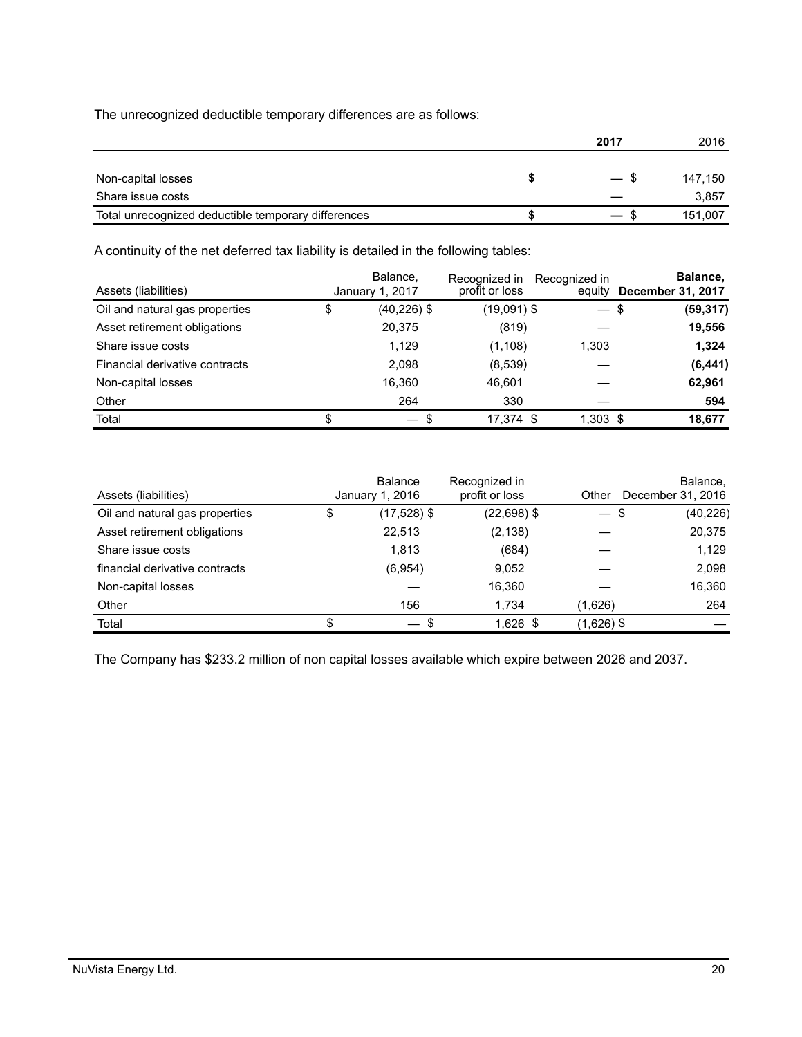The unrecognized deductible temporary differences are as follows:

| | 2017 | 2016 |
|---|---|---|
| Non-capital losses | $ — | $ 147,150 |
| Share issue costs | — | 3,857 |
| Total unrecognized deductible temporary differences | $ — | $ 151,007 |

A continuity of the net deferred tax liability is detailed in the following tables:

| Assets (liabilities) | Balance, January 1, 2017 | Recognized in profit or loss | Recognized in equity | Balance, December 31, 2017 |
|---|---|---|---|---|
| Oil and natural gas properties | $ (40,226) | $ (19,091) | $ — | $ (59,317) |
| Asset retirement obligations | 20,375 | (819) | — | 19,556 |
| Share issue costs | 1,129 | (1,108) | 1,303 | 1,324 |
| Financial derivative contracts | 2,098 | (8,539) | — | (6,441) |
| Non-capital losses | 16,360 | 46,601 | — | 62,961 |
| Other | 264 | 330 | — | 594 |
| Total | $ — | $ 17,374 | $ 1,303 | $ 18,677 |

| Assets (liabilities) | Balance January 1, 2016 | Recognized in profit or loss | Other | Balance, December 31, 2016 |
|---|---|---|---|---|
| Oil and natural gas properties | $ (17,528) | $ (22,698) | $ — | $ (40,226) |
| Asset retirement obligations | 22,513 | (2,138) | — | 20,375 |
| Share issue costs | 1,813 | (684) | — | 1,129 |
| financial derivative contracts | (6,954) | 9,052 | — | 2,098 |
| Non-capital losses | — | 16,360 | — | 16,360 |
| Other | 156 | 1,734 | (1,626) | 264 |
| Total | $ — | $ 1,626 | $ (1,626) | $ — |

The Company has $233.2 million of non capital losses available which expire between 2026 and 2037.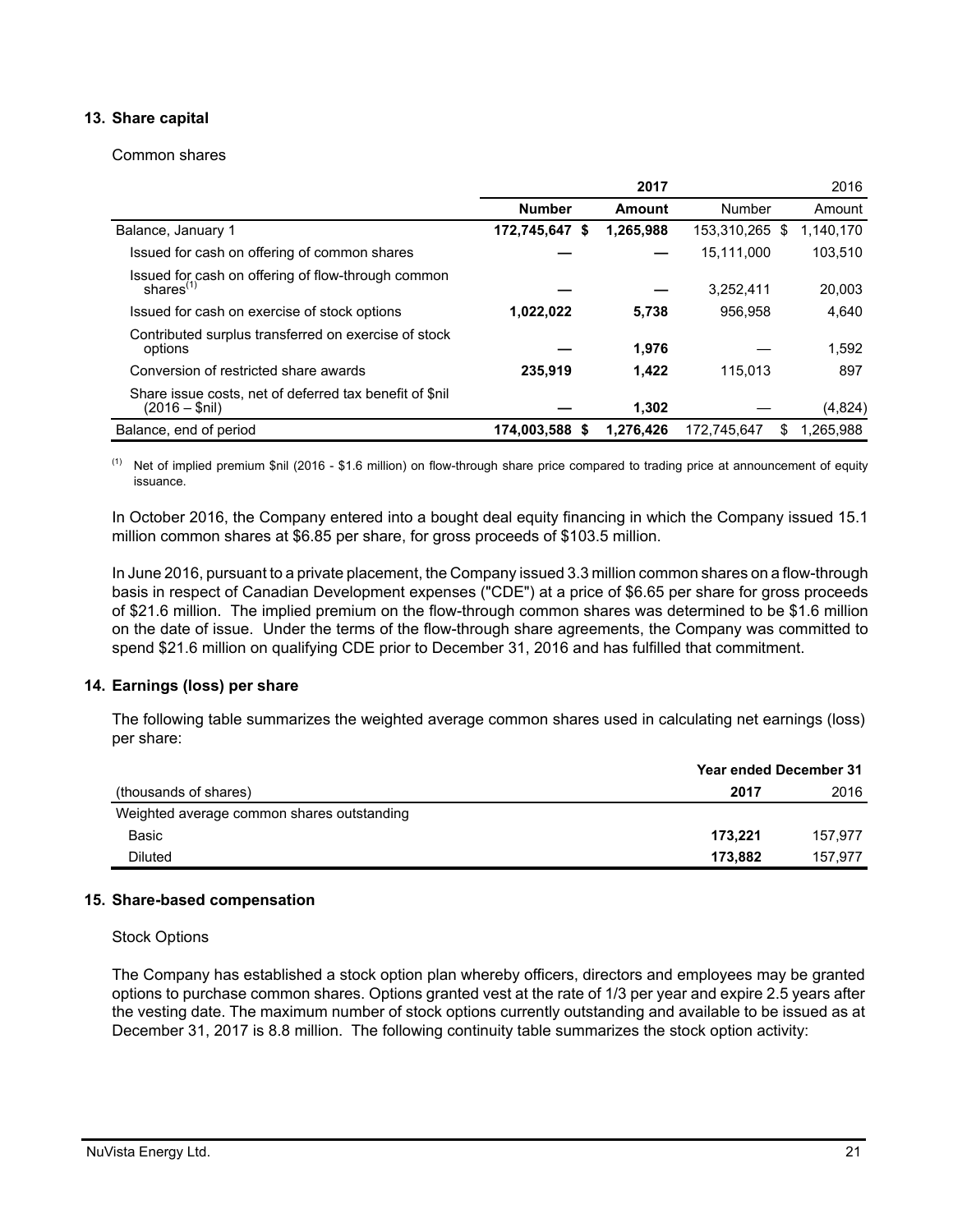## 13. Share capital

Common shares

| | 2017 | | 2016 | |
|---|---|---|---|---|
| | **Number** | **Amount** | Number | Amount |
| Balance, January 1 | **172,745,647** | **$ 1,265,988** | 153,310,265 | $ 1,140,170 |
| Issued for cash on offering of common shares | **—** | **—** | 15,111,000 | 103,510 |
| Issued for cash on offering of flow-through common shares[(1)] | **—** | **—** | 3,252,411 | 20,003 |
| Issued for cash on exercise of stock options | **1,022,022** | **5,738** | 956,958 | 4,640 |
| Contributed surplus transferred on exercise of stock options | **—** | **1,976** | — | 1,592 |
| Conversion of restricted share awards | **235,919** | **1,422** | 115,013 | 897 |
| Share issue costs, net of deferred tax benefit of $nil (2016 – $nil) | **—** | **1,302** | — | (4,824) |
| Balance, end of period | **174,003,588** | **$ 1,276,426** | 172,745,647 | $ 1,265,988 |

(1) Net of implied premium $nil (2016 - $1.6 million) on flow-through share price compared to trading price at announcement of equity issuance.

In October 2016, the Company entered into a bought deal equity financing in which the Company issued 15.1 million common shares at $6.85 per share, for gross proceeds of $103.5 million.

In June 2016, pursuant to a private placement, the Company issued 3.3 million common shares on a flow-through basis in respect of Canadian Development expenses ("CDE") at a price of $6.65 per share for gross proceeds of $21.6 million. The implied premium on the flow-through common shares was determined to be $1.6 million on the date of issue. Under the terms of the flow-through share agreements, the Company was committed to spend $21.6 million on qualifying CDE prior to December 31, 2016 and has fulfilled that commitment.

## 14. Earnings (loss) per share

The following table summarizes the weighted average common shares used in calculating net earnings (loss) per share:

| | Year ended December 31 | |
|---|---|---|
| (thousands of shares) | **2017** | 2016 |
| Weighted average common shares outstanding | | |
| Basic | **173,221** | 157,977 |
| Diluted | **173,882** | 157,977 |

## 15. Share-based compensation

Stock Options

The Company has established a stock option plan whereby officers, directors and employees may be granted options to purchase common shares. Options granted vest at the rate of 1/3 per year and expire 2.5 years after the vesting date. The maximum number of stock options currently outstanding and available to be issued as at December 31, 2017 is 8.8 million. The following continuity table summarizes the stock option activity: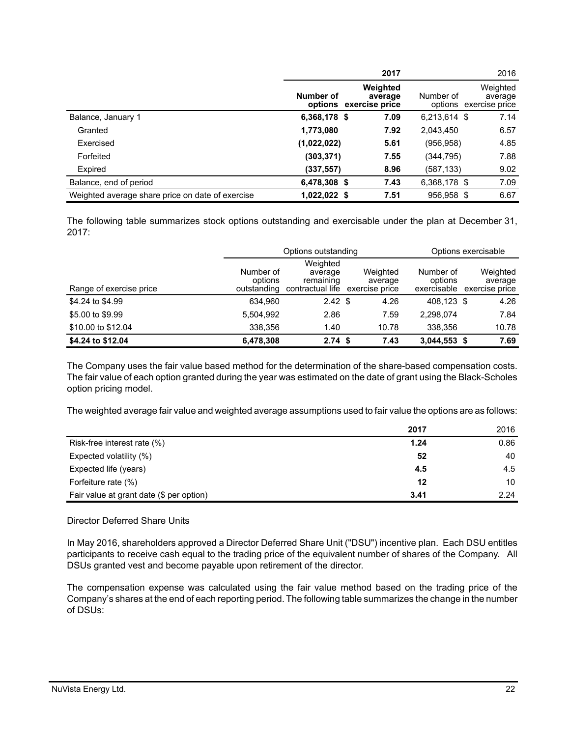| | 2017 | | 2016 | |
|---|---|---|---|---|
| | **Number of options** | **Weighted average exercise price** | Number of options | Weighted average exercise price |
| Balance, January 1 | **6,368,178** | **$ 7.09** | 6,213,614 | $ 7.14 |
| Granted | **1,773,080** | **7.92** | 2,043,450 | 6.57 |
| Exercised | **(1,022,022)** | **5.61** | (956,958) | 4.85 |
| Forfeited | **(303,371)** | **7.55** | (344,795) | 7.88 |
| Expired | **(337,557)** | **8.96** | (587,133) | 9.02 |
| Balance, end of period | **6,478,308** | **$ 7.43** | 6,368,178 | $ 7.09 |
| Weighted average share price on date of exercise | **1,022,022** | **$ 7.51** | 956,958 | $ 6.67 |

The following table summarizes stock options outstanding and exercisable under the plan at December 31, 2017:

| | Options outstanding | | | Options exercisable | |
|---|---|---|---|---|---|
| Range of exercise price | Number of options outstanding | Weighted average remaining contractual life | Weighted average exercise price | Number of options exercisable | Weighted average exercise price |
| $4.24 to $4.99 | 634,960 | 2.42 | $ 4.26 | 408,123 | $ 4.26 |
| $5.00 to $9.99 | 5,504,992 | 2.86 | 7.59 | 2,298,074 | 7.84 |
| $10.00 to $12.04 | 338,356 | 1.40 | 10.78 | 338,356 | 10.78 |
| **$4.24 to $12.04** | **6,478,308** | **2.74** | **$ 7.43** | **3,044,553** | **$ 7.69** |

The Company uses the fair value based method for the determination of the share-based compensation costs. The fair value of each option granted during the year was estimated on the date of grant using the Black-Scholes option pricing model.

The weighted average fair value and weighted average assumptions used to fair value the options are as follows:

| | 2017 | 2016 |
|---|---|---|
| Risk-free interest rate (%) | **1.24** | 0.86 |
| Expected volatility (%) | **52** | 40 |
| Expected life (years) | **4.5** | 4.5 |
| Forfeiture rate (%) | **12** | 10 |
| Fair value at grant date ($ per option) | **3.41** | 2.24 |

Director Deferred Share Units

In May 2016, shareholders approved a Director Deferred Share Unit ("DSU") incentive plan. Each DSU entitles participants to receive cash equal to the trading price of the equivalent number of shares of the Company. All DSUs granted vest and become payable upon retirement of the director.

The compensation expense was calculated using the fair value method based on the trading price of the Company's shares at the end of each reporting period. The following table summarizes the change in the number of DSUs: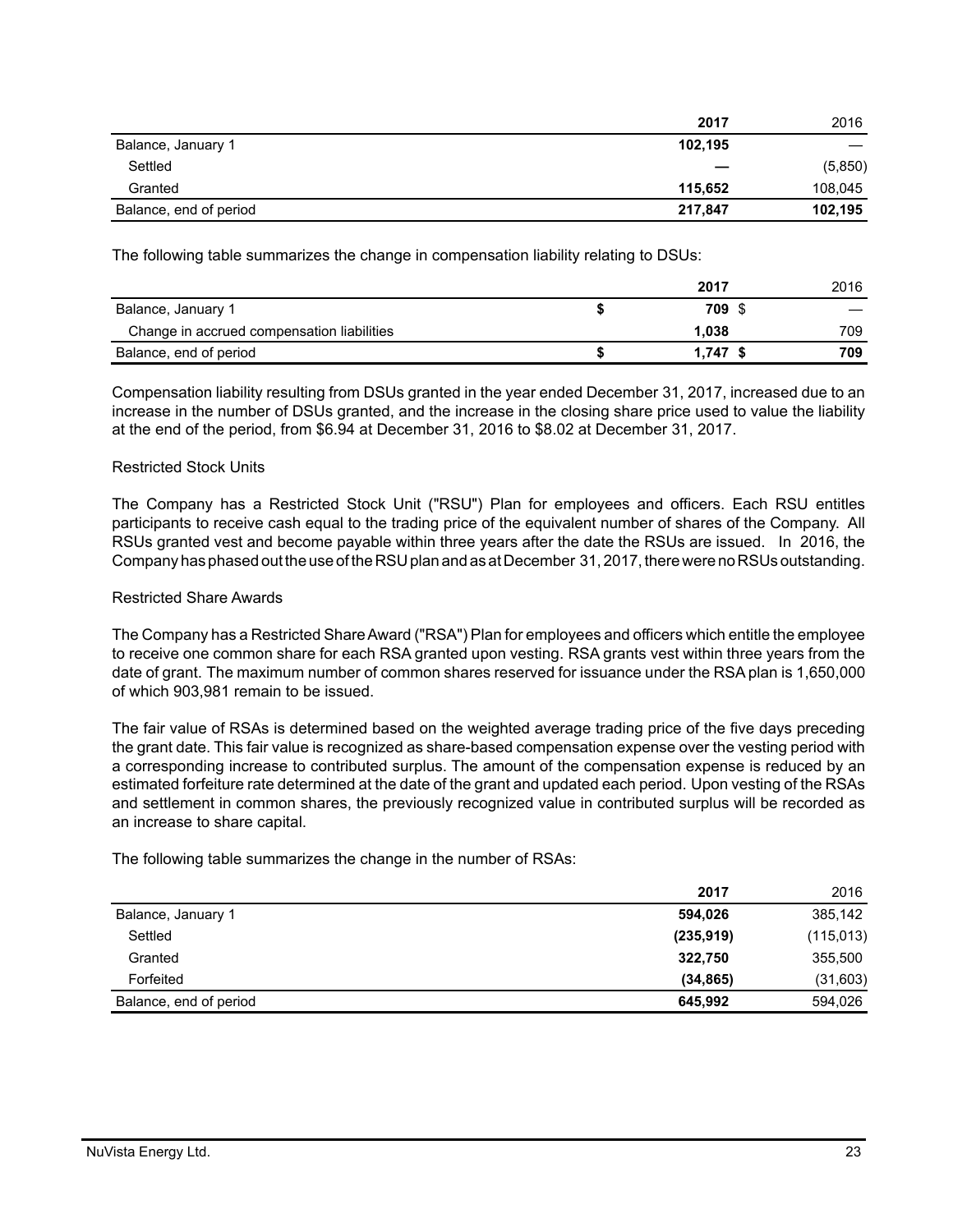| | 2017 | 2016 |
|---|---|---|
| Balance, January 1 | **102,195** | — |
| Settled | **—** | (5,850) |
| Granted | **115,652** | 108,045 |
| Balance, end of period | **217,847** | **102,195** |

The following table summarizes the change in compensation liability relating to DSUs:

| | 2017 | 2016 |
|---|---|---|
| Balance, January 1 | **$ 709** | $ — |
| Change in accrued compensation liabilities | **1,038** | 709 |
| Balance, end of period | **$ 1,747** | **$ 709** |

Compensation liability resulting from DSUs granted in the year ended December 31, 2017, increased due to an increase in the number of DSUs granted, and the increase in the closing share price used to value the liability at the end of the period, from $6.94 at December 31, 2016 to $8.02 at December 31, 2017.

Restricted Stock Units

The Company has a Restricted Stock Unit ("RSU") Plan for employees and officers. Each RSU entitles participants to receive cash equal to the trading price of the equivalent number of shares of the Company. All RSUs granted vest and become payable within three years after the date the RSUs are issued. In 2016, the Company has phased out the use of the RSU plan and as at December 31, 2017, there were no RSUs outstanding.

Restricted Share Awards

The Company has a Restricted Share Award ("RSA") Plan for employees and officers which entitle the employee to receive one common share for each RSA granted upon vesting. RSA grants vest within three years from the date of grant. The maximum number of common shares reserved for issuance under the RSA plan is 1,650,000 of which 903,981 remain to be issued.

The fair value of RSAs is determined based on the weighted average trading price of the five days preceding the grant date. This fair value is recognized as share-based compensation expense over the vesting period with a corresponding increase to contributed surplus. The amount of the compensation expense is reduced by an estimated forfeiture rate determined at the date of the grant and updated each period. Upon vesting of the RSAs and settlement in common shares, the previously recognized value in contributed surplus will be recorded as an increase to share capital.

The following table summarizes the change in the number of RSAs:

| | 2017 | 2016 |
|---|---|---|
| Balance, January 1 | **594,026** | 385,142 |
| Settled | **(235,919)** | (115,013) |
| Granted | **322,750** | 355,500 |
| Forfeited | **(34,865)** | (31,603) |
| Balance, end of period | **645,992** | 594,026 |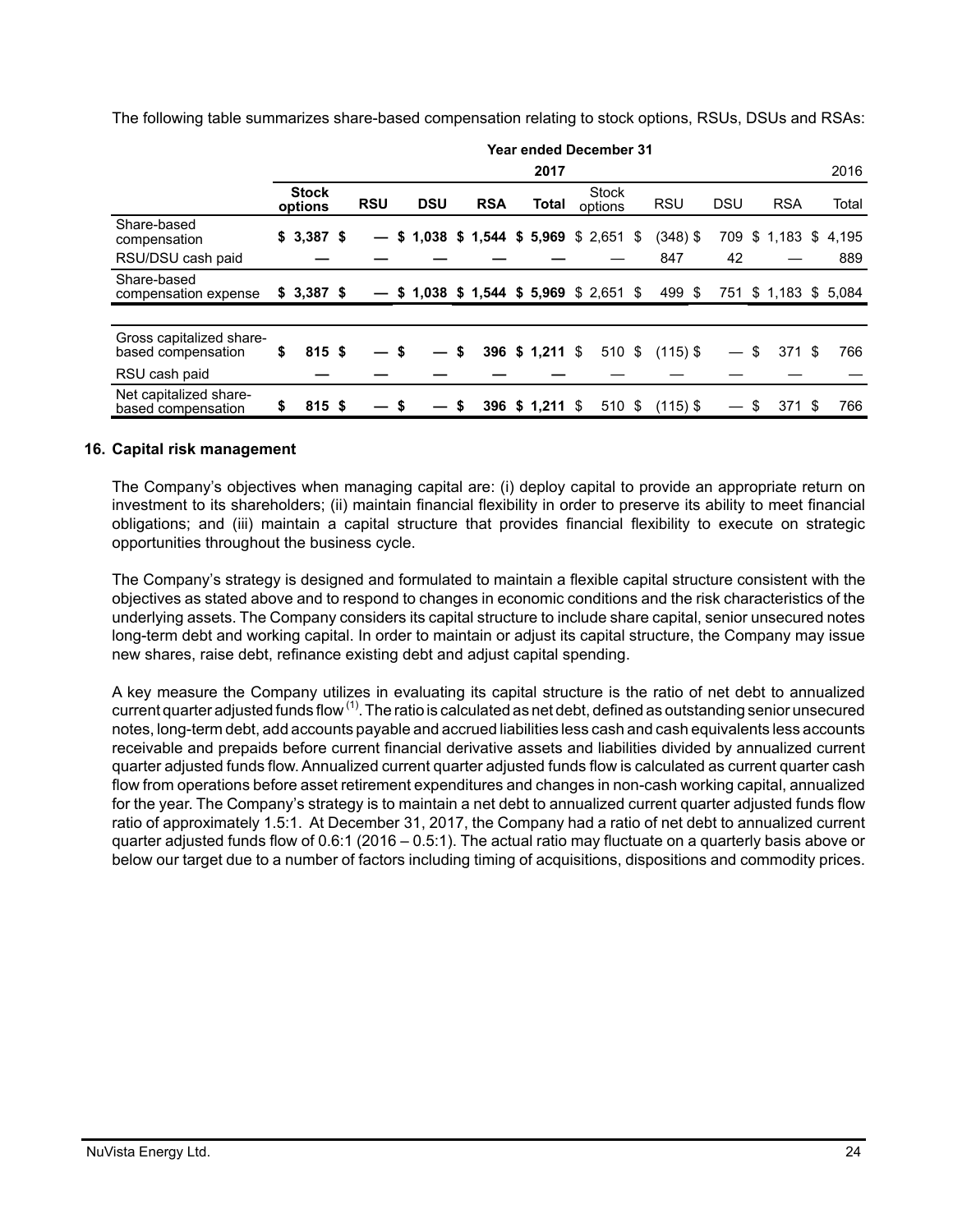The following table summarizes share-based compensation relating to stock options, RSUs, DSUs and RSAs:

| | Year ended December 31 | | | | | | | | | |
|---|---|---|---|---|---|---|---|---|---|---|
| | 2017 | | | | | 2016 | | | | |
| | **Stock options** | **RSU** | **DSU** | **RSA** | **Total** | Stock options | RSU | DSU | RSA | Total |
| Share-based compensation | **$ 3,387** | **$ —** | **$ 1,038** | **$ 1,544** | **$ 5,969** | $ 2,651 | $ (348) | $ 709 | $ 1,183 | $ 4,195 |
| RSU/DSU cash paid | **—** | **—** | **—** | **—** | **—** | — | 847 | 42 | — | 889 |
| Share-based compensation expense | **$ 3,387** | **$ —** | **$ 1,038** | **$ 1,544** | **$ 5,969** | $ 2,651 | $ 499 | $ 751 | $ 1,183 | $ 5,084 |
| | | | | | | | | | | |
| Gross capitalized share-based compensation | **$ 815** | **$ —** | **$ —** | **$ 396** | **$ 1,211** | $ 510 | $ (115) | $ — | $ 371 | $ 766 |
| RSU cash paid | **—** | **—** | **—** | **—** | **—** | — | — | — | — | — |
| Net capitalized share-based compensation | **$ 815** | **$ —** | **$ —** | **$ 396** | **$ 1,211** | $ 510 | $ (115) | $ — | $ 371 | $ 766 |

## 16. Capital risk management

The Company's objectives when managing capital are: (i) deploy capital to provide an appropriate return on investment to its shareholders; (ii) maintain financial flexibility in order to preserve its ability to meet financial obligations; and (iii) maintain a capital structure that provides financial flexibility to execute on strategic opportunities throughout the business cycle.

The Company's strategy is designed and formulated to maintain a flexible capital structure consistent with the objectives as stated above and to respond to changes in economic conditions and the risk characteristics of the underlying assets. The Company considers its capital structure to include share capital, senior unsecured notes long-term debt and working capital. In order to maintain or adjust its capital structure, the Company may issue new shares, raise debt, refinance existing debt and adjust capital spending.

A key measure the Company utilizes in evaluating its capital structure is the ratio of net debt to annualized current quarter adjusted funds flow (1). The ratio is calculated as net debt, defined as outstanding senior unsecured notes, long-term debt, add accounts payable and accrued liabilities less cash and cash equivalents less accounts receivable and prepaids before current financial derivative assets and liabilities divided by annualized current quarter adjusted funds flow. Annualized current quarter adjusted funds flow is calculated as current quarter cash flow from operations before asset retirement expenditures and changes in non-cash working capital, annualized for the year. The Company's strategy is to maintain a net debt to annualized current quarter adjusted funds flow ratio of approximately 1.5:1. At December 31, 2017, the Company had a ratio of net debt to annualized current quarter adjusted funds flow of 0.6:1 (2016 – 0.5:1). The actual ratio may fluctuate on a quarterly basis above or below our target due to a number of factors including timing of acquisitions, dispositions and commodity prices.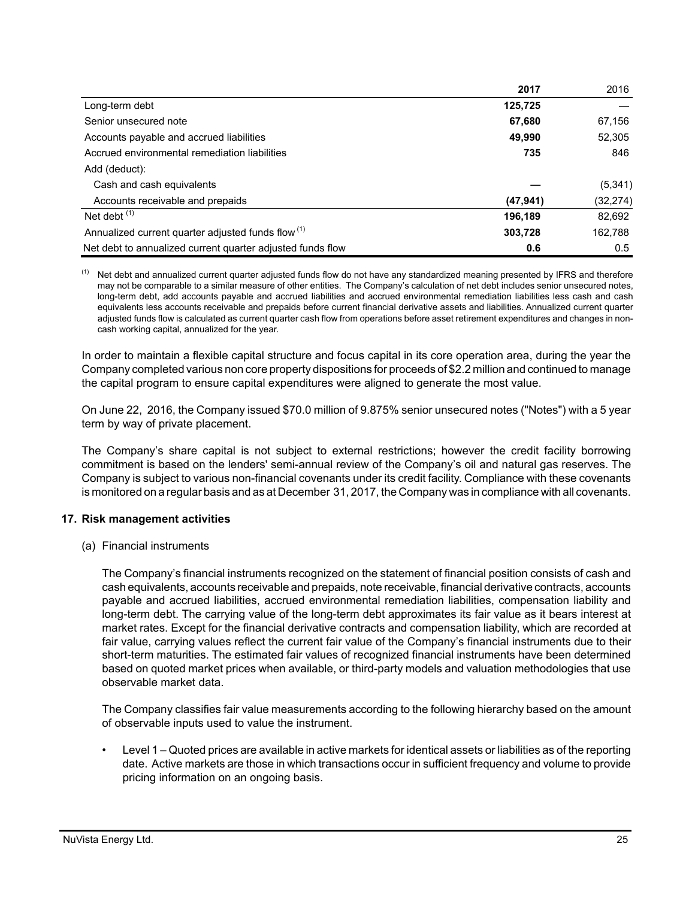| | 2017 | 2016 |
|---|---|---|
| Long-term debt | **125,725** | — |
| Senior unsecured note | **67,680** | 67,156 |
| Accounts payable and accrued liabilities | **49,990** | 52,305 |
| Accrued environmental remediation liabilities | **735** | 846 |
| Add (deduct): | | |
| Cash and cash equivalents | **—** | (5,341) |
| Accounts receivable and prepaids | **(47,941)** | (32,274) |
| Net debt [(1)] | **196,189** | 82,692 |
| Annualized current quarter adjusted funds flow [(1)] | **303,728** | 162,788 |
| Net debt to annualized current quarter adjusted funds flow | **0.6** | 0.5 |

(1) Net debt and annualized current quarter adjusted funds flow do not have any standardized meaning presented by IFRS and therefore may not be comparable to a similar measure of other entities. The Company's calculation of net debt includes senior unsecured notes, long-term debt, add accounts payable and accrued liabilities and accrued environmental remediation liabilities less cash and cash equivalents less accounts receivable and prepaids before current financial derivative assets and liabilities. Annualized current quarter adjusted funds flow is calculated as current quarter cash flow from operations before asset retirement expenditures and changes in non-cash working capital, annualized for the year.

In order to maintain a flexible capital structure and focus capital in its core operation area, during the year the Company completed various non core property dispositions for proceeds of $2.2 million and continued to manage the capital program to ensure capital expenditures were aligned to generate the most value.

On June 22, 2016, the Company issued $70.0 million of 9.875% senior unsecured notes ("Notes") with a 5 year term by way of private placement.

The Company's share capital is not subject to external restrictions; however the credit facility borrowing commitment is based on the lenders' semi-annual review of the Company's oil and natural gas reserves. The Company is subject to various non-financial covenants under its credit facility. Compliance with these covenants is monitored on a regular basis and as at December 31, 2017, the Company was in compliance with all covenants.

## 17. Risk management activities

(a) Financial instruments

The Company's financial instruments recognized on the statement of financial position consists of cash and cash equivalents, accounts receivable and prepaids, note receivable, financial derivative contracts, accounts payable and accrued liabilities, accrued environmental remediation liabilities, compensation liability and long-term debt. The carrying value of the long-term debt approximates its fair value as it bears interest at market rates. Except for the financial derivative contracts and compensation liability, which are recorded at fair value, carrying values reflect the current fair value of the Company's financial instruments due to their short-term maturities. The estimated fair values of recognized financial instruments have been determined based on quoted market prices when available, or third-party models and valuation methodologies that use observable market data.

The Company classifies fair value measurements according to the following hierarchy based on the amount of observable inputs used to value the instrument.

- Level 1 – Quoted prices are available in active markets for identical assets or liabilities as of the reporting date. Active markets are those in which transactions occur in sufficient frequency and volume to provide pricing information on an ongoing basis.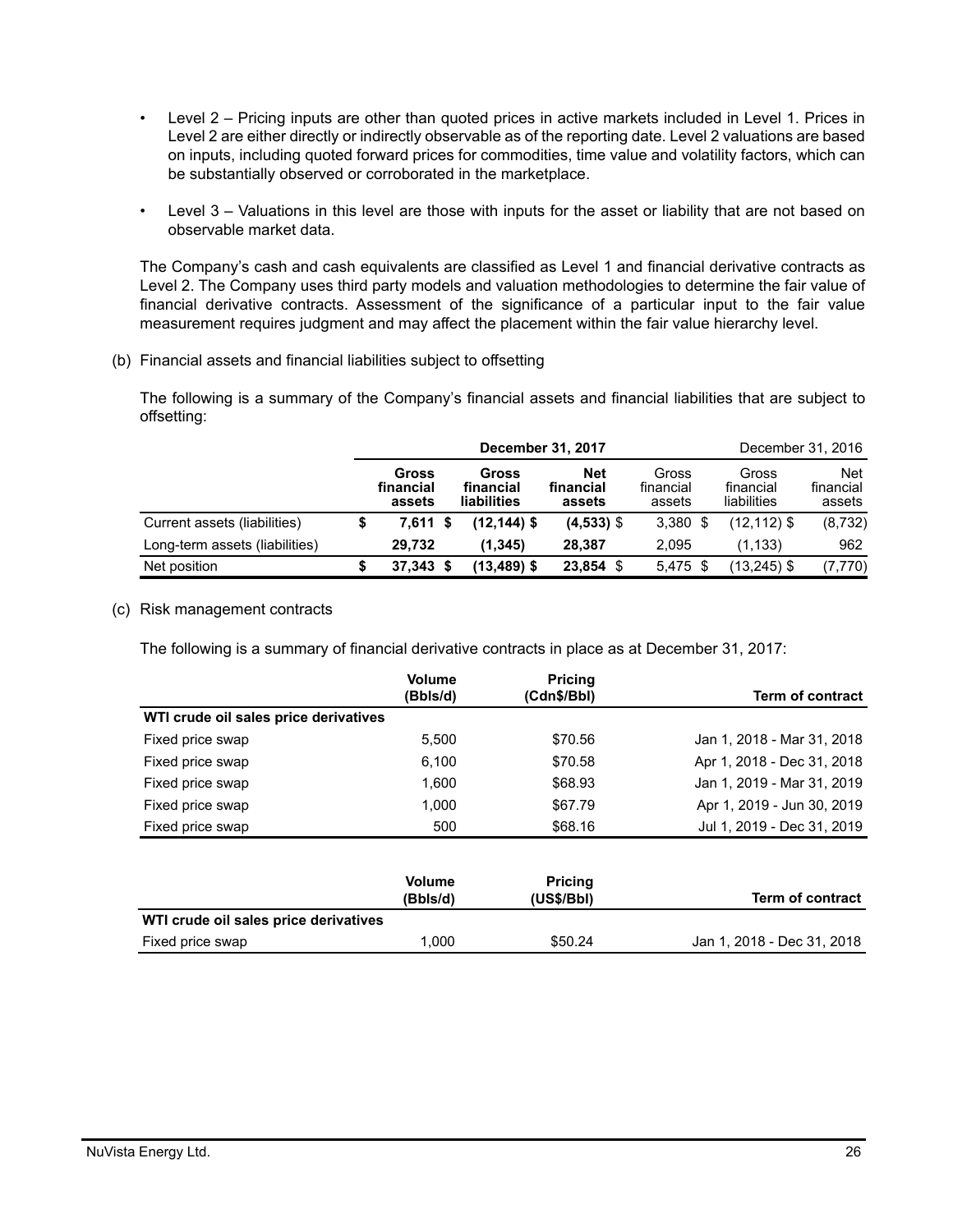- Level 2 – Pricing inputs are other than quoted prices in active markets included in Level 1. Prices in Level 2 are either directly or indirectly observable as of the reporting date. Level 2 valuations are based on inputs, including quoted forward prices for commodities, time value and volatility factors, which can be substantially observed or corroborated in the marketplace.
- Level 3 – Valuations in this level are those with inputs for the asset or liability that are not based on observable market data.

The Company's cash and cash equivalents are classified as Level 1 and financial derivative contracts as Level 2. The Company uses third party models and valuation methodologies to determine the fair value of financial derivative contracts. Assessment of the significance of a particular input to the fair value measurement requires judgment and may affect the placement within the fair value hierarchy level.

(b) Financial assets and financial liabilities subject to offsetting

The following is a summary of the Company's financial assets and financial liabilities that are subject to offsetting:

| | **December 31, 2017** | | | December 31, 2016 | | |
|---|---|---|---|---|---|---|
| | **Gross financial assets** | **Gross financial liabilities** | **Net financial assets** | Gross financial assets | Gross financial liabilities | Net financial assets |
| Current assets (liabilities) | **$ 7,611** | **$ (12,144)** | **$ (4,533)** | $ 3,380 | $ (12,112) | $ (8,732) |
| Long-term assets (liabilities) | **29,732** | **(1,345)** | **28,387** | 2,095 | (1,133) | 962 |
| Net position | **$ 37,343** | **$ (13,489)** | **$ 23,854** | $ 5,475 | $ (13,245) | $ (7,770) |

(c) Risk management contracts

The following is a summary of financial derivative contracts in place as at December 31, 2017:

| | **Volume (Bbls/d)** | **Pricing (Cdn$/Bbl)** | **Term of contract** |
|---|---|---|---|
| **WTI crude oil sales price derivatives** | | | |
| Fixed price swap | 5,500 | $70.56 | Jan 1, 2018 - Mar 31, 2018 |
| Fixed price swap | 6,100 | $70.58 | Apr 1, 2018 - Dec 31, 2018 |
| Fixed price swap | 1,600 | $68.93 | Jan 1, 2019 - Mar 31, 2019 |
| Fixed price swap | 1,000 | $67.79 | Apr 1, 2019 - Jun 30, 2019 |
| Fixed price swap | 500 | $68.16 | Jul 1, 2019 - Dec 31, 2019 |

| | **Volume (Bbls/d)** | **Pricing (US$/Bbl)** | **Term of contract** |
|---|---|---|---|
| **WTI crude oil sales price derivatives** | | | |
| Fixed price swap | 1,000 | $50.24 | Jan 1, 2018 - Dec 31, 2018 |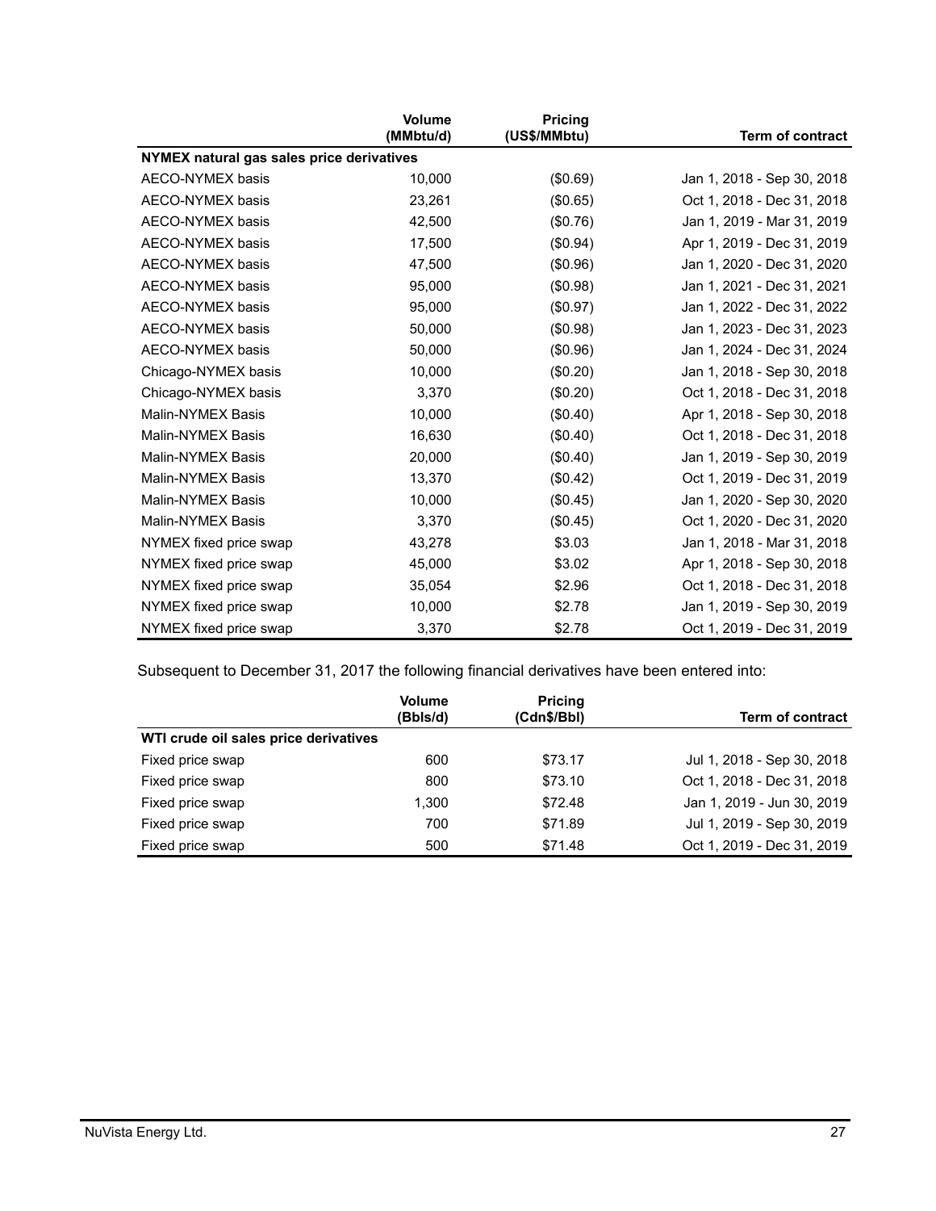| | Volume (MMbtu/d) | Pricing (US$/MMbtu) | Term of contract |
|---|---|---|---|
| **NYMEX natural gas sales price derivatives** | | | |
| AECO-NYMEX basis | 10,000 | ($0.69) | Jan 1, 2018 - Sep 30, 2018 |
| AECO-NYMEX basis | 23,261 | ($0.65) | Oct 1, 2018 - Dec 31, 2018 |
| AECO-NYMEX basis | 42,500 | ($0.76) | Jan 1, 2019 - Mar 31, 2019 |
| AECO-NYMEX basis | 17,500 | ($0.94) | Apr 1, 2019 - Dec 31, 2019 |
| AECO-NYMEX basis | 47,500 | ($0.96) | Jan 1, 2020 - Dec 31, 2020 |
| AECO-NYMEX basis | 95,000 | ($0.98) | Jan 1, 2021 - Dec 31, 2021 |
| AECO-NYMEX basis | 95,000 | ($0.97) | Jan 1, 2022 - Dec 31, 2022 |
| AECO-NYMEX basis | 50,000 | ($0.98) | Jan 1, 2023 - Dec 31, 2023 |
| AECO-NYMEX basis | 50,000 | ($0.96) | Jan 1, 2024 - Dec 31, 2024 |
| Chicago-NYMEX basis | 10,000 | ($0.20) | Jan 1, 2018 - Sep 30, 2018 |
| Chicago-NYMEX basis | 3,370 | ($0.20) | Oct 1, 2018 - Dec 31, 2018 |
| Malin-NYMEX Basis | 10,000 | ($0.40) | Apr 1, 2018 - Sep 30, 2018 |
| Malin-NYMEX Basis | 16,630 | ($0.40) | Oct 1, 2018 - Dec 31, 2018 |
| Malin-NYMEX Basis | 20,000 | ($0.40) | Jan 1, 2019 - Sep 30, 2019 |
| Malin-NYMEX Basis | 13,370 | ($0.42) | Oct 1, 2019 - Dec 31, 2019 |
| Malin-NYMEX Basis | 10,000 | ($0.45) | Jan 1, 2020 - Sep 30, 2020 |
| Malin-NYMEX Basis | 3,370 | ($0.45) | Oct 1, 2020 - Dec 31, 2020 |
| NYMEX fixed price swap | 43,278 | $3.03 | Jan 1, 2018 - Mar 31, 2018 |
| NYMEX fixed price swap | 45,000 | $3.02 | Apr 1, 2018 - Sep 30, 2018 |
| NYMEX fixed price swap | 35,054 | $2.96 | Oct 1, 2018 - Dec 31, 2018 |
| NYMEX fixed price swap | 10,000 | $2.78 | Jan 1, 2019 - Sep 30, 2019 |
| NYMEX fixed price swap | 3,370 | $2.78 | Oct 1, 2019 - Dec 31, 2019 |

Subsequent to December 31, 2017 the following financial derivatives have been entered into:

| | Volume (Bbls/d) | Pricing (Cdn$/Bbl) | Term of contract |
|---|---|---|---|
| **WTI crude oil sales price derivatives** | | | |
| Fixed price swap | 600 | $73.17 | Jul 1, 2018 - Sep 30, 2018 |
| Fixed price swap | 800 | $73.10 | Oct 1, 2018 - Dec 31, 2018 |
| Fixed price swap | 1,300 | $72.48 | Jan 1, 2019 - Jun 30, 2019 |
| Fixed price swap | 700 | $71.89 | Jul 1, 2019 - Sep 30, 2019 |
| Fixed price swap | 500 | $71.48 | Oct 1, 2019 - Dec 31, 2019 |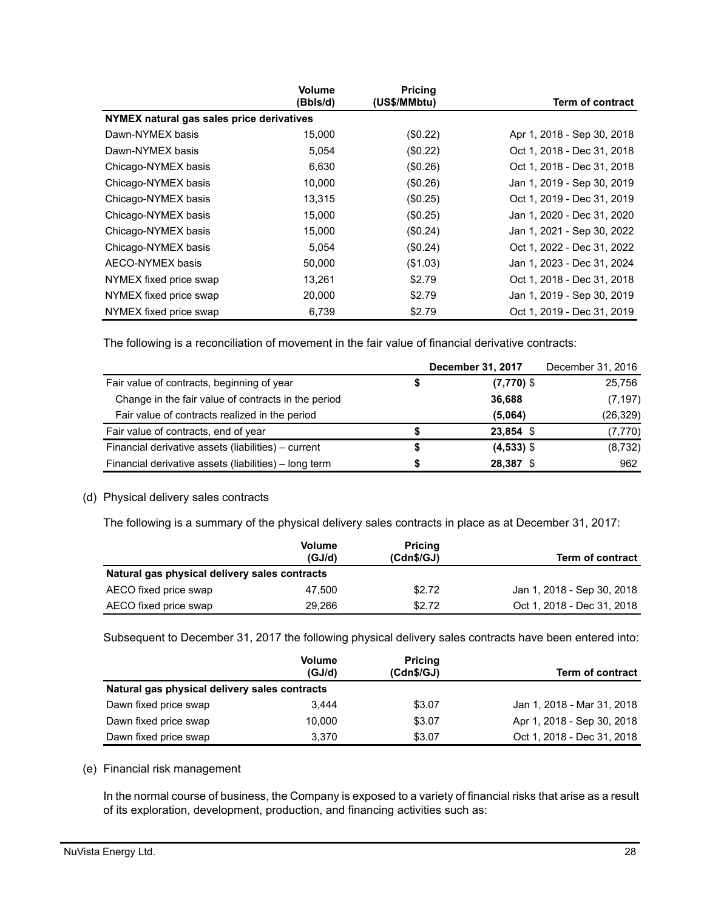|  | Volume (Bbls/d) | Pricing (US$/MMbtu) | Term of contract |
|---|---|---|---|
| **NYMEX natural gas sales price derivatives** | | | |
| Dawn-NYMEX basis | 15,000 | ($0.22) | Apr 1, 2018 - Sep 30, 2018 |
| Dawn-NYMEX basis | 5,054 | ($0.22) | Oct 1, 2018 - Dec 31, 2018 |
| Chicago-NYMEX basis | 6,630 | ($0.26) | Oct 1, 2018 - Dec 31, 2018 |
| Chicago-NYMEX basis | 10,000 | ($0.26) | Jan 1, 2019 - Sep 30, 2019 |
| Chicago-NYMEX basis | 13,315 | ($0.25) | Oct 1, 2019 - Dec 31, 2019 |
| Chicago-NYMEX basis | 15,000 | ($0.25) | Jan 1, 2020 - Dec 31, 2020 |
| Chicago-NYMEX basis | 15,000 | ($0.24) | Jan 1, 2021 - Sep 30, 2022 |
| Chicago-NYMEX basis | 5,054 | ($0.24) | Oct 1, 2022 - Dec 31, 2022 |
| AECO-NYMEX basis | 50,000 | ($1.03) | Jan 1, 2023 - Dec 31, 2024 |
| NYMEX fixed price swap | 13,261 | $2.79 | Oct 1, 2018 - Dec 31, 2018 |
| NYMEX fixed price swap | 20,000 | $2.79 | Jan 1, 2019 - Sep 30, 2019 |
| NYMEX fixed price swap | 6,739 | $2.79 | Oct 1, 2019 - Dec 31, 2019 |

The following is a reconciliation of movement in the fair value of financial derivative contracts:

|  | **December 31, 2017** | December 31, 2016 |
|---|---|---|
| Fair value of contracts, beginning of year | $ **(7,770)** | $ 25,756 |
| Change in the fair value of contracts in the period | **36,688** | (7,197) |
| Fair value of contracts realized in the period | **(5,064)** | (26,329) |
| Fair value of contracts, end of year | $ **23,854** | $ (7,770) |
| Financial derivative assets (liabilities) – current | $ **(4,533)** | $ (8,732) |
| Financial derivative assets (liabilities) – long term | $ **28,387** | $ 962 |

(d) Physical delivery sales contracts

The following is a summary of the physical delivery sales contracts in place as at December 31, 2017:

|  | Volume (GJ/d) | Pricing (Cdn$/GJ) | Term of contract |
|---|---|---|---|
| **Natural gas physical delivery sales contracts** | | | |
| AECO fixed price swap | 47,500 | $2.72 | Jan 1, 2018 - Sep 30, 2018 |
| AECO fixed price swap | 29,266 | $2.72 | Oct 1, 2018 - Dec 31, 2018 |

Subsequent to December 31, 2017 the following physical delivery sales contracts have been entered into:

|  | Volume (GJ/d) | Pricing (Cdn$/GJ) | Term of contract |
|---|---|---|---|
| **Natural gas physical delivery sales contracts** | | | |
| Dawn fixed price swap | 3,444 | $3.07 | Jan 1, 2018 - Mar 31, 2018 |
| Dawn fixed price swap | 10,000 | $3.07 | Apr 1, 2018 - Sep 30, 2018 |
| Dawn fixed price swap | 3,370 | $3.07 | Oct 1, 2018 - Dec 31, 2018 |

(e) Financial risk management

In the normal course of business, the Company is exposed to a variety of financial risks that arise as a result of its exploration, development, production, and financing activities such as: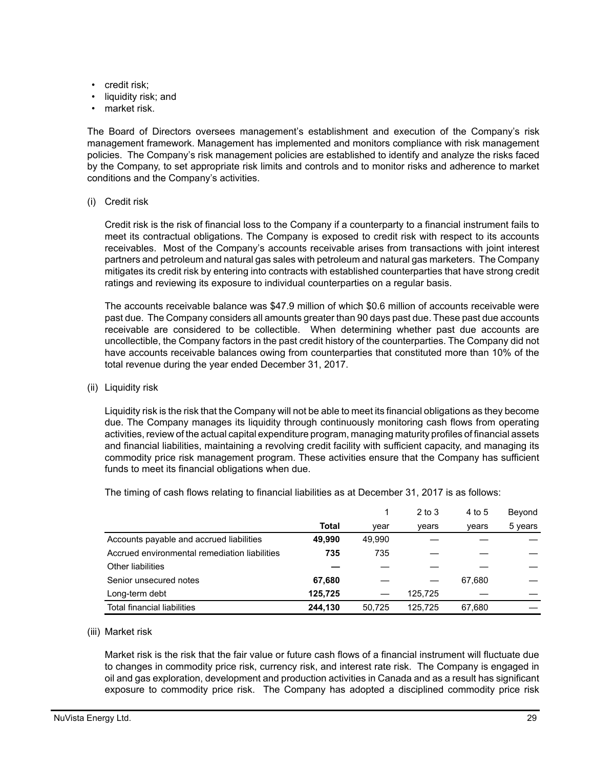- credit risk;
- liquidity risk; and
- market risk.

The Board of Directors oversees management's establishment and execution of the Company's risk management framework. Management has implemented and monitors compliance with risk management policies. The Company's risk management policies are established to identify and analyze the risks faced by the Company, to set appropriate risk limits and controls and to monitor risks and adherence to market conditions and the Company's activities.

(i) Credit risk

Credit risk is the risk of financial loss to the Company if a counterparty to a financial instrument fails to meet its contractual obligations. The Company is exposed to credit risk with respect to its accounts receivables. Most of the Company's accounts receivable arises from transactions with joint interest partners and petroleum and natural gas sales with petroleum and natural gas marketers. The Company mitigates its credit risk by entering into contracts with established counterparties that have strong credit ratings and reviewing its exposure to individual counterparties on a regular basis.

The accounts receivable balance was $47.9 million of which $0.6 million of accounts receivable were past due. The Company considers all amounts greater than 90 days past due. These past due accounts receivable are considered to be collectible. When determining whether past due accounts are uncollectible, the Company factors in the past credit history of the counterparties. The Company did not have accounts receivable balances owing from counterparties that constituted more than 10% of the total revenue during the year ended December 31, 2017.

(ii) Liquidity risk

Liquidity risk is the risk that the Company will not be able to meet its financial obligations as they become due. The Company manages its liquidity through continuously monitoring cash flows from operating activities, review of the actual capital expenditure program, managing maturity profiles of financial assets and financial liabilities, maintaining a revolving credit facility with sufficient capacity, and managing its commodity price risk management program. These activities ensure that the Company has sufficient funds to meet its financial obligations when due.

The timing of cash flows relating to financial liabilities as at December 31, 2017 is as follows:

| | **Total** | 1 year | 2 to 3 years | 4 to 5 years | Beyond 5 years |
|---|---|---|---|---|---|
| Accounts payable and accrued liabilities | **49,990** | 49,990 | — | — | — |
| Accrued environmental remediation liabilities | **735** | 735 | — | — | — |
| Other liabilities | **—** | — | — | — | — |
| Senior unsecured notes | **67,680** | — | — | 67,680 | — |
| Long-term debt | **125,725** | — | 125,725 | — | — |
| Total financial liabilities | **244,130** | 50,725 | 125,725 | 67,680 | — |

(iii) Market risk

Market risk is the risk that the fair value or future cash flows of a financial instrument will fluctuate due to changes in commodity price risk, currency risk, and interest rate risk. The Company is engaged in oil and gas exploration, development and production activities in Canada and as a result has significant exposure to commodity price risk. The Company has adopted a disciplined commodity price risk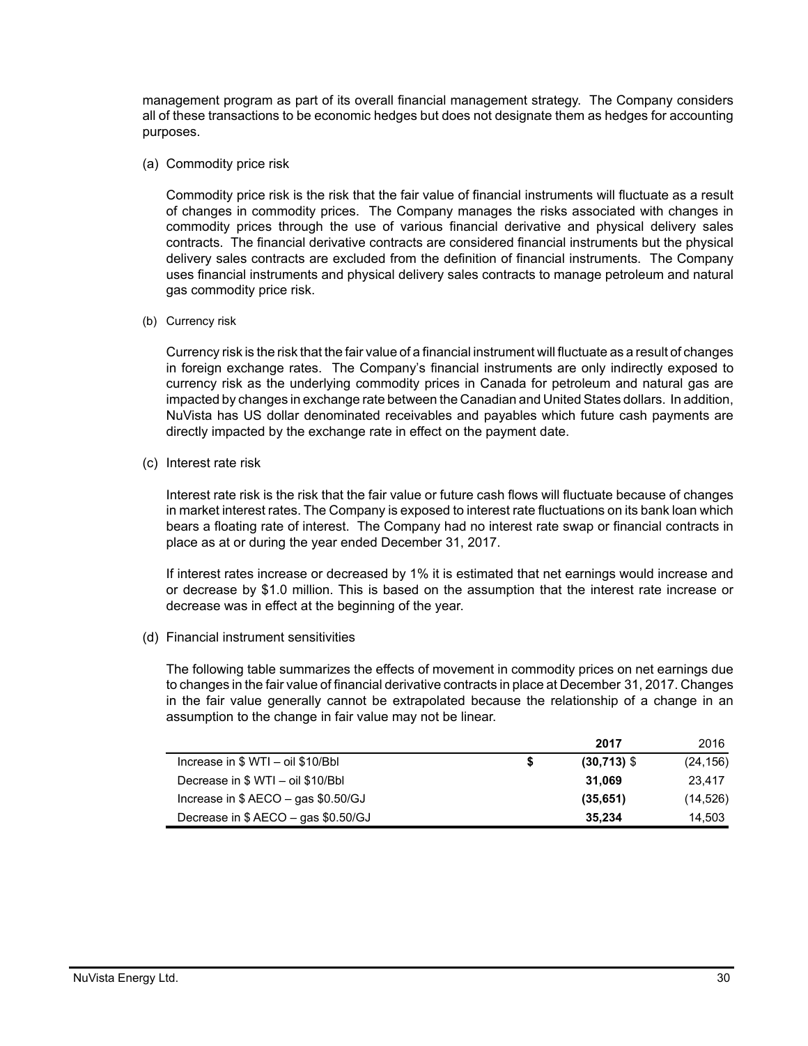management program as part of its overall financial management strategy. The Company considers all of these transactions to be economic hedges but does not designate them as hedges for accounting purposes.

(a) Commodity price risk

Commodity price risk is the risk that the fair value of financial instruments will fluctuate as a result of changes in commodity prices. The Company manages the risks associated with changes in commodity prices through the use of various financial derivative and physical delivery sales contracts. The financial derivative contracts are considered financial instruments but the physical delivery sales contracts are excluded from the definition of financial instruments. The Company uses financial instruments and physical delivery sales contracts to manage petroleum and natural gas commodity price risk.

(b) Currency risk

Currency risk is the risk that the fair value of a financial instrument will fluctuate as a result of changes in foreign exchange rates. The Company's financial instruments are only indirectly exposed to currency risk as the underlying commodity prices in Canada for petroleum and natural gas are impacted by changes in exchange rate between the Canadian and United States dollars. In addition, NuVista has US dollar denominated receivables and payables which future cash payments are directly impacted by the exchange rate in effect on the payment date.

(c) Interest rate risk

Interest rate risk is the risk that the fair value or future cash flows will fluctuate because of changes in market interest rates. The Company is exposed to interest rate fluctuations on its bank loan which bears a floating rate of interest. The Company had no interest rate swap or financial contracts in place as at or during the year ended December 31, 2017.

If interest rates increase or decreased by 1% it is estimated that net earnings would increase and or decrease by $1.0 million. This is based on the assumption that the interest rate increase or decrease was in effect at the beginning of the year.

(d) Financial instrument sensitivities

The following table summarizes the effects of movement in commodity prices on net earnings due to changes in the fair value of financial derivative contracts in place at December 31, 2017. Changes in the fair value generally cannot be extrapolated because the relationship of a change in an assumption to the change in fair value may not be linear.

| | | **2017** | 2016 |
|---|---|---|---|
| Increase in $ WTI – oil $10/Bbl | **$** | **(30,713)** $ | (24,156) |
| Decrease in $ WTI – oil $10/Bbl | | **31,069** | 23,417 |
| Increase in $ AECO – gas $0.50/GJ | | **(35,651)** | (14,526) |
| Decrease in $ AECO – gas $0.50/GJ | | **35,234** | 14,503 |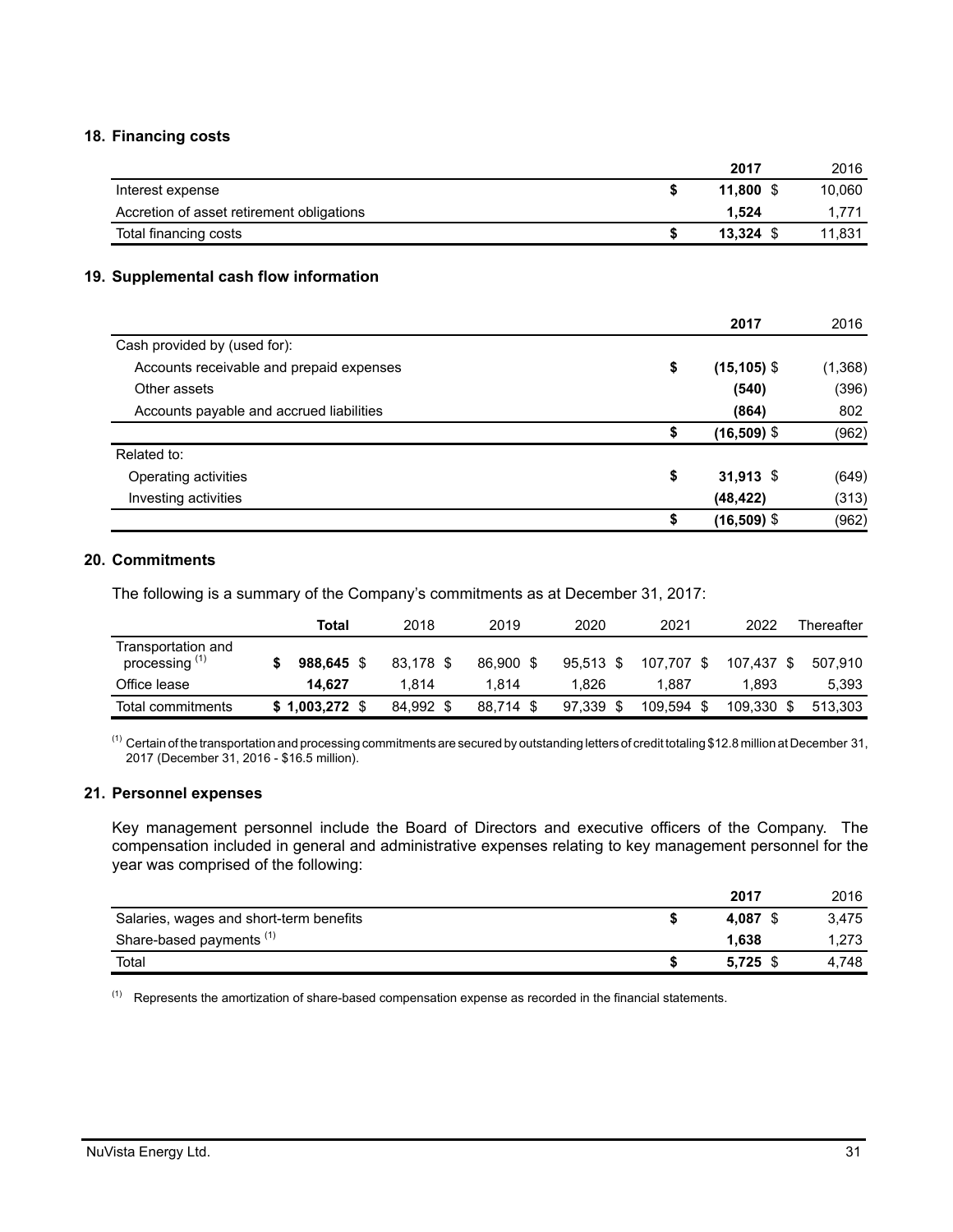## 18. Financing costs

| | 2017 | 2016 |
|---|---|---|
| Interest expense | $ 11,800 | $ 10,060 |
| Accretion of asset retirement obligations | 1,524 | 1,771 |
| Total financing costs | $ 13,324 | $ 11,831 |

## 19. Supplemental cash flow information

| | 2017 | 2016 |
|---|---|---|
| Cash provided by (used for): | | |
| Accounts receivable and prepaid expenses | $ (15,105) | $ (1,368) |
| Other assets | (540) | (396) |
| Accounts payable and accrued liabilities | (864) | 802 |
| | $ (16,509) | $ (962) |
| Related to: | | |
| Operating activities | $ 31,913 | $ (649) |
| Investing activities | (48,422) | (313) |
| | $ (16,509) | $ (962) |

## 20. Commitments

The following is a summary of the Company's commitments as at December 31, 2017:

| | Total | 2018 | 2019 | 2020 | 2021 | 2022 | Thereafter |
|---|---|---|---|---|---|---|---|
| Transportation and processing [1] | $ 988,645 | $ 83,178 | $ 86,900 | $ 95,513 | $ 107,707 | $ 107,437 | $ 507,910 |
| Office lease | 14,627 | 1,814 | 1,814 | 1,826 | 1,887 | 1,893 | 5,393 |
| Total commitments | $ 1,003,272 | $ 84,992 | $ 88,714 | $ 97,339 | $ 109,594 | $ 109,330 | $ 513,303 |

[1] Certain of the transportation and processing commitments are secured by outstanding letters of credit totaling $12.8 million at December 31, 2017 (December 31, 2016 - $16.5 million).

## 21. Personnel expenses

Key management personnel include the Board of Directors and executive officers of the Company. The compensation included in general and administrative expenses relating to key management personnel for the year was comprised of the following:

| | 2017 | 2016 |
|---|---|---|
| Salaries, wages and short-term benefits | $ 4,087 | $ 3,475 |
| Share-based payments [1] | 1,638 | 1,273 |
| Total | $ 5,725 | $ 4,748 |

[1] Represents the amortization of share-based compensation expense as recorded in the financial statements.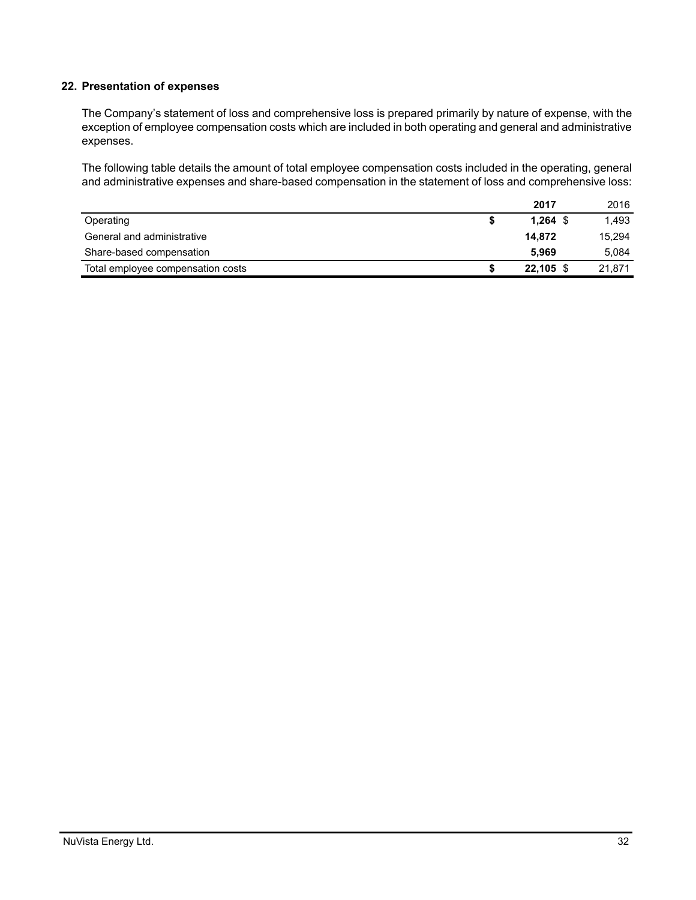## 22. Presentation of expenses

The Company's statement of loss and comprehensive loss is prepared primarily by nature of expense, with the exception of employee compensation costs which are included in both operating and general and administrative expenses.

The following table details the amount of total employee compensation costs included in the operating, general and administrative expenses and share-based compensation in the statement of loss and comprehensive loss:

| | **2017** | 2016 |
|---|---|---|
| Operating | **$ 1,264** | $ 1,493 |
| General and administrative | **14,872** | 15,294 |
| Share-based compensation | **5,969** | 5,084 |
| Total employee compensation costs | **$ 22,105** | $ 21,871 |